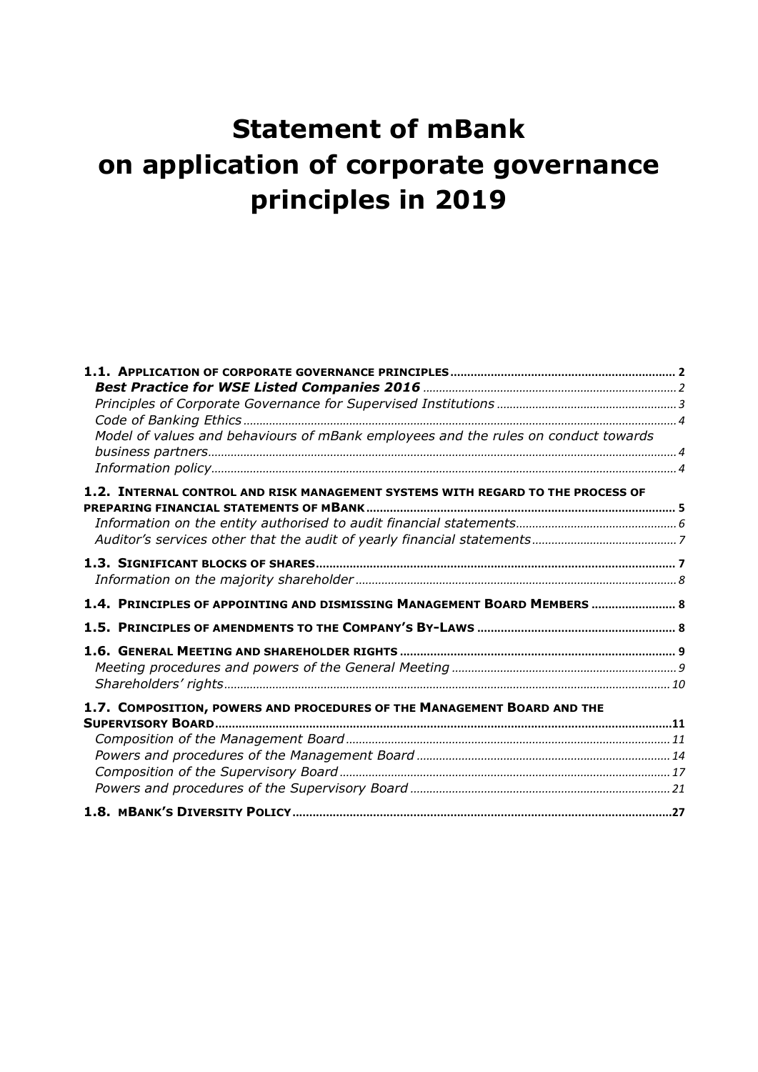# Statement of mBank on application of corporate governance principles in 2019

**1.1. APPLICATION OF CORPORATE GOVERNANCE PRINCIPLES** .......... 2
*Best Practice for WSE Listed Companies 2016* .......... 2
*Principles of Corporate Governance for Supervised Institutions* .......... 3
*Code of Banking Ethics* .......... 4
*Model of values and behaviours of mBank employees and the rules on conduct towards business partners* .......... 4
*Information policy* .......... 4

**1.2. INTERNAL CONTROL AND RISK MANAGEMENT SYSTEMS WITH REGARD TO THE PROCESS OF PREPARING FINANCIAL STATEMENTS OF MBANK** .......... 5
*Information on the entity authorised to audit financial statements* .......... 6
*Auditor's services other that the audit of yearly financial statements* .......... 7

**1.3. SIGNIFICANT BLOCKS OF SHARES** .......... 7
*Information on the majority shareholder* .......... 8

**1.4. PRINCIPLES OF APPOINTING AND DISMISSING MANAGEMENT BOARD MEMBERS** .......... 8

**1.5. PRINCIPLES OF AMENDMENTS TO THE COMPANY'S BY-LAWS** .......... 8

**1.6. GENERAL MEETING AND SHAREHOLDER RIGHTS** .......... 9
*Meeting procedures and powers of the General Meeting* .......... 9
*Shareholders' rights* .......... 10

**1.7. COMPOSITION, POWERS AND PROCEDURES OF THE MANAGEMENT BOARD AND THE SUPERVISORY BOARD** .......... 11
*Composition of the Management Board* .......... 11
*Powers and procedures of the Management Board* .......... 14
*Composition of the Supervisory Board* .......... 17
*Powers and procedures of the Supervisory Board* .......... 21

**1.8. MBANK'S DIVERSITY POLICY** .......... 27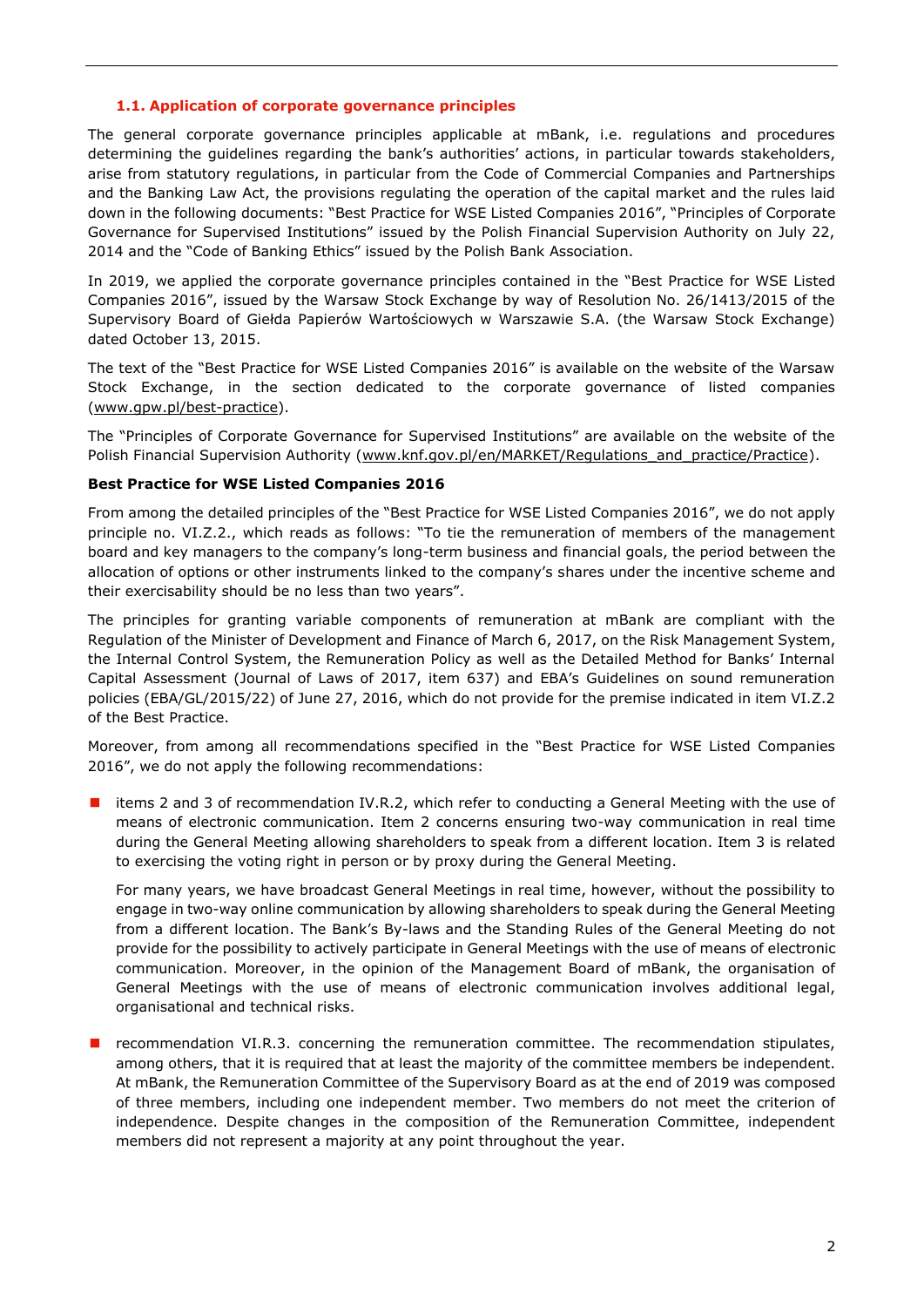### 1.1. Application of corporate governance principles

The general corporate governance principles applicable at mBank, i.e. regulations and procedures determining the guidelines regarding the bank's authorities' actions, in particular towards stakeholders, arise from statutory regulations, in particular from the Code of Commercial Companies and Partnerships and the Banking Law Act, the provisions regulating the operation of the capital market and the rules laid down in the following documents: "Best Practice for WSE Listed Companies 2016", "Principles of Corporate Governance for Supervised Institutions" issued by the Polish Financial Supervision Authority on July 22, 2014 and the "Code of Banking Ethics" issued by the Polish Bank Association.

In 2019, we applied the corporate governance principles contained in the "Best Practice for WSE Listed Companies 2016", issued by the Warsaw Stock Exchange by way of Resolution No. 26/1413/2015 of the Supervisory Board of Giełda Papierów Wartościowych w Warszawie S.A. (the Warsaw Stock Exchange) dated October 13, 2015.

The text of the "Best Practice for WSE Listed Companies 2016" is available on the website of the Warsaw Stock Exchange, in the section dedicated to the corporate governance of listed companies (www.gpw.pl/best-practice).

The "Principles of Corporate Governance for Supervised Institutions" are available on the website of the Polish Financial Supervision Authority (www.knf.gov.pl/en/MARKET/Regulations_and_practice/Practice).

**Best Practice for WSE Listed Companies 2016**

From among the detailed principles of the "Best Practice for WSE Listed Companies 2016", we do not apply principle no. VI.Z.2., which reads as follows: "To tie the remuneration of members of the management board and key managers to the company's long-term business and financial goals, the period between the allocation of options or other instruments linked to the company's shares under the incentive scheme and their exercisability should be no less than two years".

The principles for granting variable components of remuneration at mBank are compliant with the Regulation of the Minister of Development and Finance of March 6, 2017, on the Risk Management System, the Internal Control System, the Remuneration Policy as well as the Detailed Method for Banks' Internal Capital Assessment (Journal of Laws of 2017, item 637) and EBA's Guidelines on sound remuneration policies (EBA/GL/2015/22) of June 27, 2016, which do not provide for the premise indicated in item VI.Z.2 of the Best Practice.

Moreover, from among all recommendations specified in the "Best Practice for WSE Listed Companies 2016", we do not apply the following recommendations:

- items 2 and 3 of recommendation IV.R.2, which refer to conducting a General Meeting with the use of means of electronic communication. Item 2 concerns ensuring two-way communication in real time during the General Meeting allowing shareholders to speak from a different location. Item 3 is related to exercising the voting right in person or by proxy during the General Meeting.

  For many years, we have broadcast General Meetings in real time, however, without the possibility to engage in two-way online communication by allowing shareholders to speak during the General Meeting from a different location. The Bank's By-laws and the Standing Rules of the General Meeting do not provide for the possibility to actively participate in General Meetings with the use of means of electronic communication. Moreover, in the opinion of the Management Board of mBank, the organisation of General Meetings with the use of means of electronic communication involves additional legal, organisational and technical risks.

- recommendation VI.R.3. concerning the remuneration committee. The recommendation stipulates, among others, that it is required that at least the majority of the committee members be independent. At mBank, the Remuneration Committee of the Supervisory Board as at the end of 2019 was composed of three members, including one independent member. Two members do not meet the criterion of independence. Despite changes in the composition of the Remuneration Committee, independent members did not represent a majority at any point throughout the year.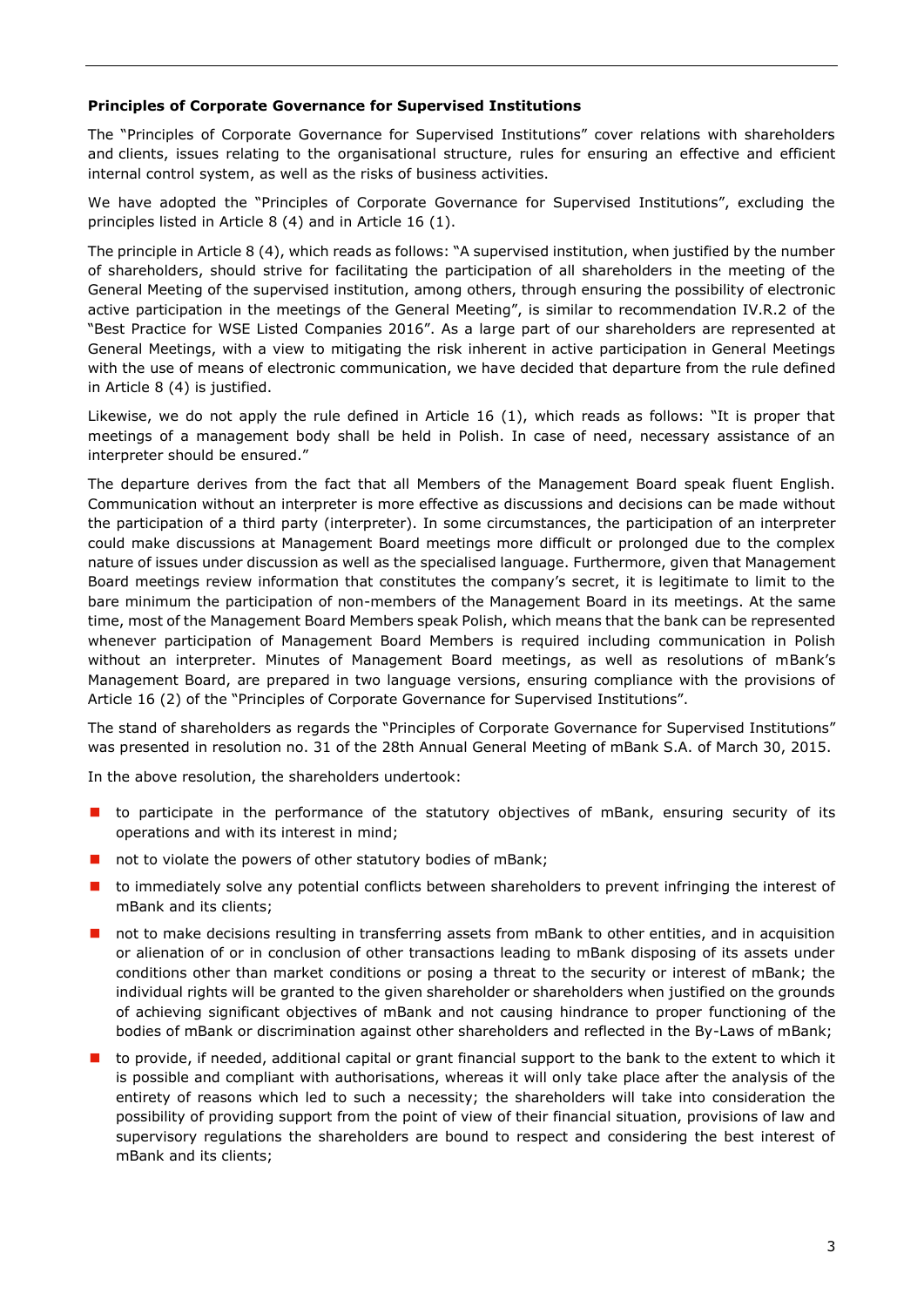**Principles of Corporate Governance for Supervised Institutions**

The "Principles of Corporate Governance for Supervised Institutions" cover relations with shareholders and clients, issues relating to the organisational structure, rules for ensuring an effective and efficient internal control system, as well as the risks of business activities.

We have adopted the "Principles of Corporate Governance for Supervised Institutions", excluding the principles listed in Article 8 (4) and in Article 16 (1).

The principle in Article 8 (4), which reads as follows: "A supervised institution, when justified by the number of shareholders, should strive for facilitating the participation of all shareholders in the meeting of the General Meeting of the supervised institution, among others, through ensuring the possibility of electronic active participation in the meetings of the General Meeting", is similar to recommendation IV.R.2 of the "Best Practice for WSE Listed Companies 2016". As a large part of our shareholders are represented at General Meetings, with a view to mitigating the risk inherent in active participation in General Meetings with the use of means of electronic communication, we have decided that departure from the rule defined in Article 8 (4) is justified.

Likewise, we do not apply the rule defined in Article 16 (1), which reads as follows: "It is proper that meetings of a management body shall be held in Polish. In case of need, necessary assistance of an interpreter should be ensured."

The departure derives from the fact that all Members of the Management Board speak fluent English. Communication without an interpreter is more effective as discussions and decisions can be made without the participation of a third party (interpreter). In some circumstances, the participation of an interpreter could make discussions at Management Board meetings more difficult or prolonged due to the complex nature of issues under discussion as well as the specialised language. Furthermore, given that Management Board meetings review information that constitutes the company's secret, it is legitimate to limit to the bare minimum the participation of non-members of the Management Board in its meetings. At the same time, most of the Management Board Members speak Polish, which means that the bank can be represented whenever participation of Management Board Members is required including communication in Polish without an interpreter. Minutes of Management Board meetings, as well as resolutions of mBank's Management Board, are prepared in two language versions, ensuring compliance with the provisions of Article 16 (2) of the "Principles of Corporate Governance for Supervised Institutions".

The stand of shareholders as regards the "Principles of Corporate Governance for Supervised Institutions" was presented in resolution no. 31 of the 28th Annual General Meeting of mBank S.A. of March 30, 2015.

In the above resolution, the shareholders undertook:

- to participate in the performance of the statutory objectives of mBank, ensuring security of its operations and with its interest in mind;
- not to violate the powers of other statutory bodies of mBank;
- to immediately solve any potential conflicts between shareholders to prevent infringing the interest of mBank and its clients;
- not to make decisions resulting in transferring assets from mBank to other entities, and in acquisition or alienation of or in conclusion of other transactions leading to mBank disposing of its assets under conditions other than market conditions or posing a threat to the security or interest of mBank; the individual rights will be granted to the given shareholder or shareholders when justified on the grounds of achieving significant objectives of mBank and not causing hindrance to proper functioning of the bodies of mBank or discrimination against other shareholders and reflected in the By-Laws of mBank;
- to provide, if needed, additional capital or grant financial support to the bank to the extent to which it is possible and compliant with authorisations, whereas it will only take place after the analysis of the entirety of reasons which led to such a necessity; the shareholders will take into consideration the possibility of providing support from the point of view of their financial situation, provisions of law and supervisory regulations the shareholders are bound to respect and considering the best interest of mBank and its clients;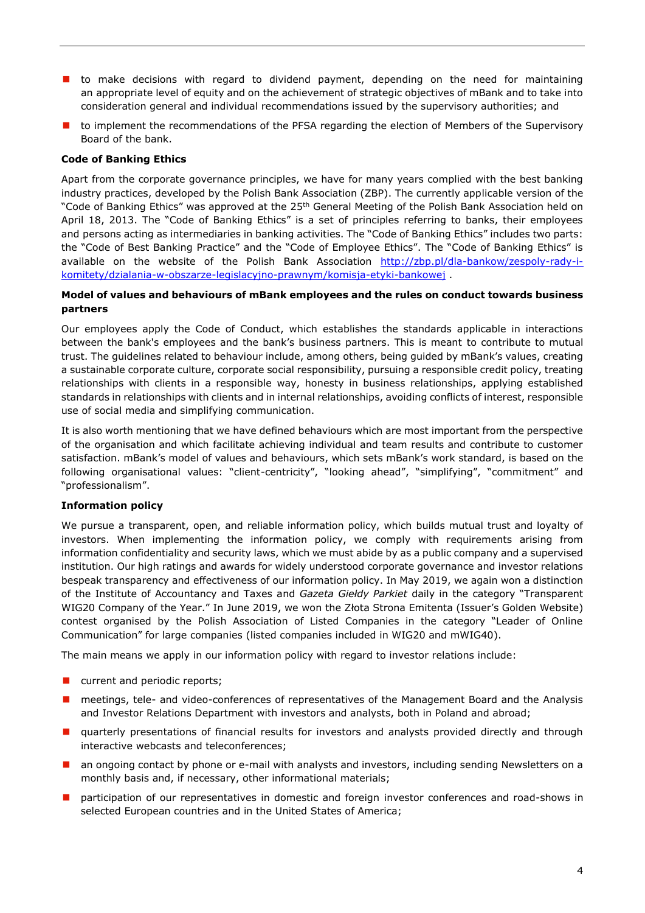- to make decisions with regard to dividend payment, depending on the need for maintaining an appropriate level of equity and on the achievement of strategic objectives of mBank and to take into consideration general and individual recommendations issued by the supervisory authorities; and
- to implement the recommendations of the PFSA regarding the election of Members of the Supervisory Board of the bank.

**Code of Banking Ethics**

Apart from the corporate governance principles, we have for many years complied with the best banking industry practices, developed by the Polish Bank Association (ZBP). The currently applicable version of the "Code of Banking Ethics" was approved at the 25th General Meeting of the Polish Bank Association held on April 18, 2013. The "Code of Banking Ethics" is a set of principles referring to banks, their employees and persons acting as intermediaries in banking activities. The "Code of Banking Ethics" includes two parts: the "Code of Best Banking Practice" and the "Code of Employee Ethics". The "Code of Banking Ethics" is available on the website of the Polish Bank Association http://zbp.pl/dla-bankow/zespoly-rady-i-komitety/dzialania-w-obszarze-legislacyjno-prawnym/komisja-etyki-bankowej .

**Model of values and behaviours of mBank employees and the rules on conduct towards business partners**

Our employees apply the Code of Conduct, which establishes the standards applicable in interactions between the bank's employees and the bank's business partners. This is meant to contribute to mutual trust. The guidelines related to behaviour include, among others, being guided by mBank's values, creating a sustainable corporate culture, corporate social responsibility, pursuing a responsible credit policy, treating relationships with clients in a responsible way, honesty in business relationships, applying established standards in relationships with clients and in internal relationships, avoiding conflicts of interest, responsible use of social media and simplifying communication.

It is also worth mentioning that we have defined behaviours which are most important from the perspective of the organisation and which facilitate achieving individual and team results and contribute to customer satisfaction. mBank's model of values and behaviours, which sets mBank's work standard, is based on the following organisational values: "client-centricity", "looking ahead", "simplifying", "commitment" and "professionalism".

**Information policy**

We pursue a transparent, open, and reliable information policy, which builds mutual trust and loyalty of investors. When implementing the information policy, we comply with requirements arising from information confidentiality and security laws, which we must abide by as a public company and a supervised institution. Our high ratings and awards for widely understood corporate governance and investor relations bespeak transparency and effectiveness of our information policy. In May 2019, we again won a distinction of the Institute of Accountancy and Taxes and *Gazeta Giełdy Parkiet* daily in the category "Transparent WIG20 Company of the Year." In June 2019, we won the Złota Strona Emitenta (Issuer's Golden Website) contest organised by the Polish Association of Listed Companies in the category "Leader of Online Communication" for large companies (listed companies included in WIG20 and mWIG40).

The main means we apply in our information policy with regard to investor relations include:

- current and periodic reports;
- meetings, tele- and video-conferences of representatives of the Management Board and the Analysis and Investor Relations Department with investors and analysts, both in Poland and abroad;
- quarterly presentations of financial results for investors and analysts provided directly and through interactive webcasts and teleconferences;
- an ongoing contact by phone or e-mail with analysts and investors, including sending Newsletters on a monthly basis and, if necessary, other informational materials;
- participation of our representatives in domestic and foreign investor conferences and road-shows in selected European countries and in the United States of America;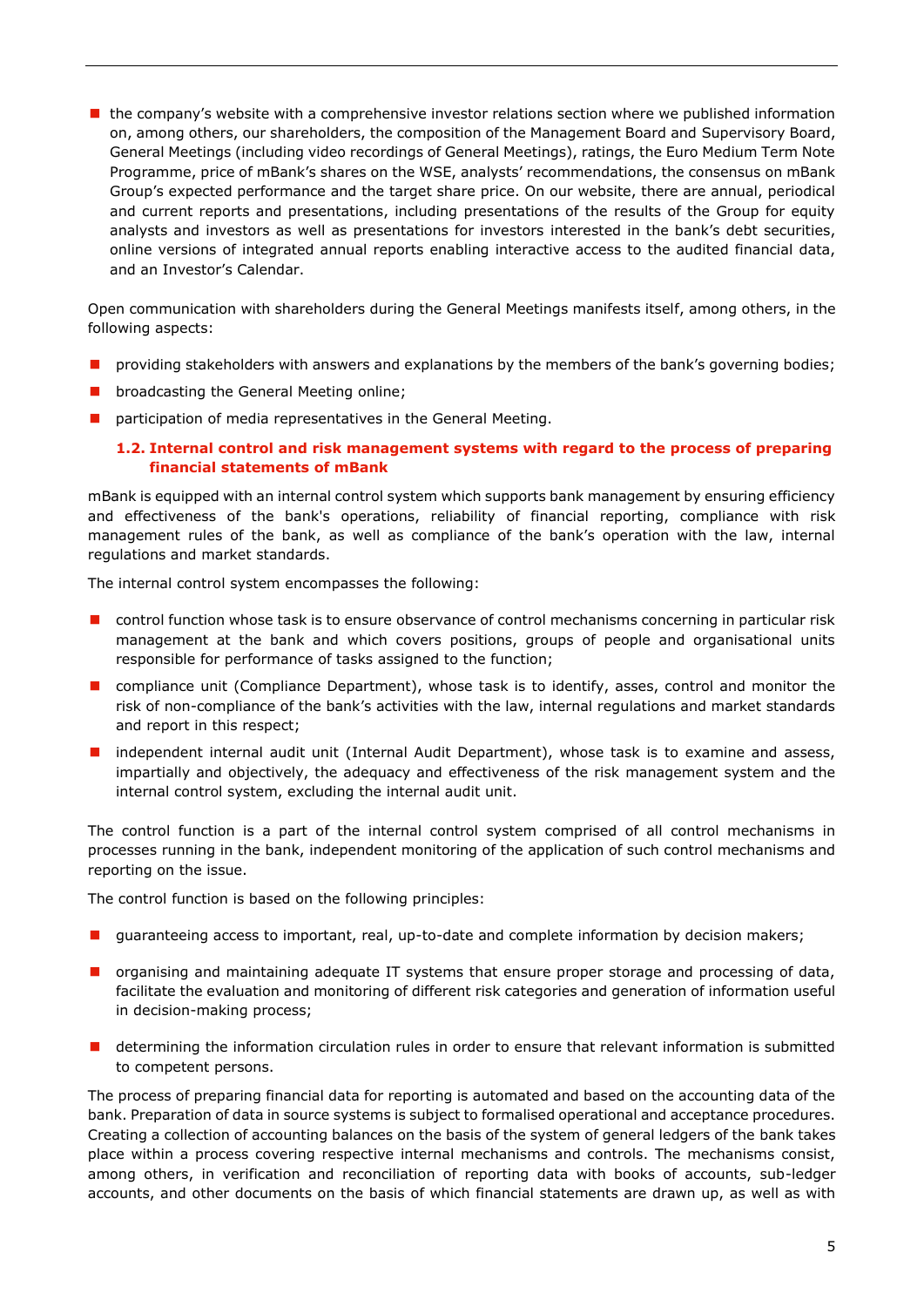- the company's website with a comprehensive investor relations section where we published information on, among others, our shareholders, the composition of the Management Board and Supervisory Board, General Meetings (including video recordings of General Meetings), ratings, the Euro Medium Term Note Programme, price of mBank's shares on the WSE, analysts' recommendations, the consensus on mBank Group's expected performance and the target share price. On our website, there are annual, periodical and current reports and presentations, including presentations of the results of the Group for equity analysts and investors as well as presentations for investors interested in the bank's debt securities, online versions of integrated annual reports enabling interactive access to the audited financial data, and an Investor's Calendar.

Open communication with shareholders during the General Meetings manifests itself, among others, in the following aspects:

- providing stakeholders with answers and explanations by the members of the bank's governing bodies;
- broadcasting the General Meeting online;
- participation of media representatives in the General Meeting.

### 1.2. Internal control and risk management systems with regard to the process of preparing financial statements of mBank

mBank is equipped with an internal control system which supports bank management by ensuring efficiency and effectiveness of the bank's operations, reliability of financial reporting, compliance with risk management rules of the bank, as well as compliance of the bank's operation with the law, internal regulations and market standards.

The internal control system encompasses the following:

- control function whose task is to ensure observance of control mechanisms concerning in particular risk management at the bank and which covers positions, groups of people and organisational units responsible for performance of tasks assigned to the function;
- compliance unit (Compliance Department), whose task is to identify, asses, control and monitor the risk of non-compliance of the bank's activities with the law, internal regulations and market standards and report in this respect;
- independent internal audit unit (Internal Audit Department), whose task is to examine and assess, impartially and objectively, the adequacy and effectiveness of the risk management system and the internal control system, excluding the internal audit unit.

The control function is a part of the internal control system comprised of all control mechanisms in processes running in the bank, independent monitoring of the application of such control mechanisms and reporting on the issue.

The control function is based on the following principles:

- guaranteeing access to important, real, up-to-date and complete information by decision makers;
- organising and maintaining adequate IT systems that ensure proper storage and processing of data, facilitate the evaluation and monitoring of different risk categories and generation of information useful in decision-making process;
- determining the information circulation rules in order to ensure that relevant information is submitted to competent persons.

The process of preparing financial data for reporting is automated and based on the accounting data of the bank. Preparation of data in source systems is subject to formalised operational and acceptance procedures. Creating a collection of accounting balances on the basis of the system of general ledgers of the bank takes place within a process covering respective internal mechanisms and controls. The mechanisms consist, among others, in verification and reconciliation of reporting data with books of accounts, sub-ledger accounts, and other documents on the basis of which financial statements are drawn up, as well as with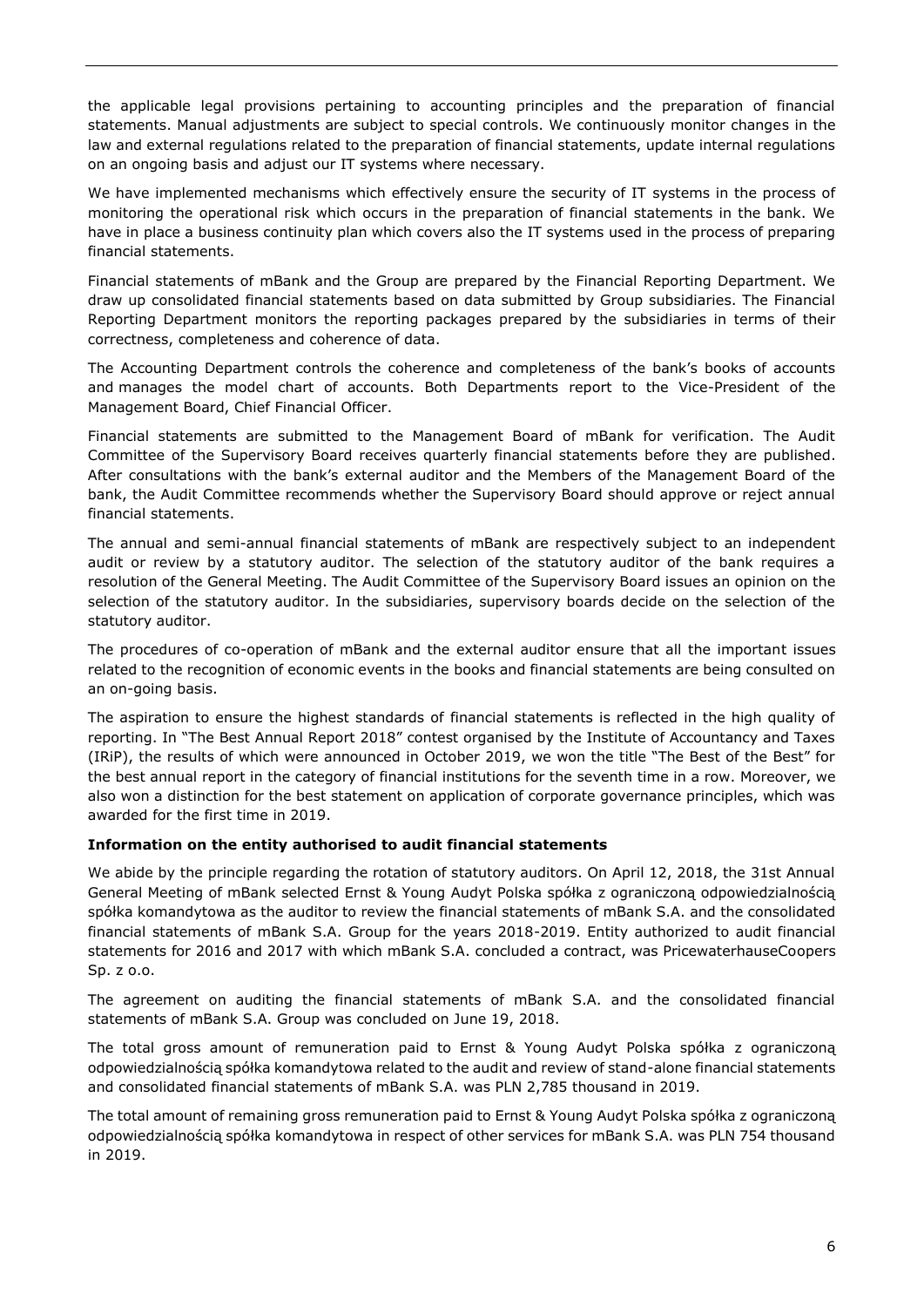the applicable legal provisions pertaining to accounting principles and the preparation of financial statements. Manual adjustments are subject to special controls. We continuously monitor changes in the law and external regulations related to the preparation of financial statements, update internal regulations on an ongoing basis and adjust our IT systems where necessary.

We have implemented mechanisms which effectively ensure the security of IT systems in the process of monitoring the operational risk which occurs in the preparation of financial statements in the bank. We have in place a business continuity plan which covers also the IT systems used in the process of preparing financial statements.

Financial statements of mBank and the Group are prepared by the Financial Reporting Department. We draw up consolidated financial statements based on data submitted by Group subsidiaries. The Financial Reporting Department monitors the reporting packages prepared by the subsidiaries in terms of their correctness, completeness and coherence of data.

The Accounting Department controls the coherence and completeness of the bank's books of accounts and manages the model chart of accounts. Both Departments report to the Vice-President of the Management Board, Chief Financial Officer.

Financial statements are submitted to the Management Board of mBank for verification. The Audit Committee of the Supervisory Board receives quarterly financial statements before they are published. After consultations with the bank's external auditor and the Members of the Management Board of the bank, the Audit Committee recommends whether the Supervisory Board should approve or reject annual financial statements.

The annual and semi-annual financial statements of mBank are respectively subject to an independent audit or review by a statutory auditor. The selection of the statutory auditor of the bank requires a resolution of the General Meeting. The Audit Committee of the Supervisory Board issues an opinion on the selection of the statutory auditor. In the subsidiaries, supervisory boards decide on the selection of the statutory auditor.

The procedures of co-operation of mBank and the external auditor ensure that all the important issues related to the recognition of economic events in the books and financial statements are being consulted on an on-going basis.

The aspiration to ensure the highest standards of financial statements is reflected in the high quality of reporting. In "The Best Annual Report 2018" contest organised by the Institute of Accountancy and Taxes (IRiP), the results of which were announced in October 2019, we won the title "The Best of the Best" for the best annual report in the category of financial institutions for the seventh time in a row. Moreover, we also won a distinction for the best statement on application of corporate governance principles, which was awarded for the first time in 2019.

**Information on the entity authorised to audit financial statements**

We abide by the principle regarding the rotation of statutory auditors. On April 12, 2018, the 31st Annual General Meeting of mBank selected Ernst & Young Audyt Polska spółka z ograniczoną odpowiedzialnością spółka komandytowa as the auditor to review the financial statements of mBank S.A. and the consolidated financial statements of mBank S.A. Group for the years 2018-2019. Entity authorized to audit financial statements for 2016 and 2017 with which mBank S.A. concluded a contract, was PricewaterhauseCoopers Sp. z o.o.

The agreement on auditing the financial statements of mBank S.A. and the consolidated financial statements of mBank S.A. Group was concluded on June 19, 2018.

The total gross amount of remuneration paid to Ernst & Young Audyt Polska spółka z ograniczoną odpowiedzialnością spółka komandytowa related to the audit and review of stand-alone financial statements and consolidated financial statements of mBank S.A. was PLN 2,785 thousand in 2019.

The total amount of remaining gross remuneration paid to Ernst & Young Audyt Polska spółka z ograniczoną odpowiedzialnością spółka komandytowa in respect of other services for mBank S.A. was PLN 754 thousand in 2019.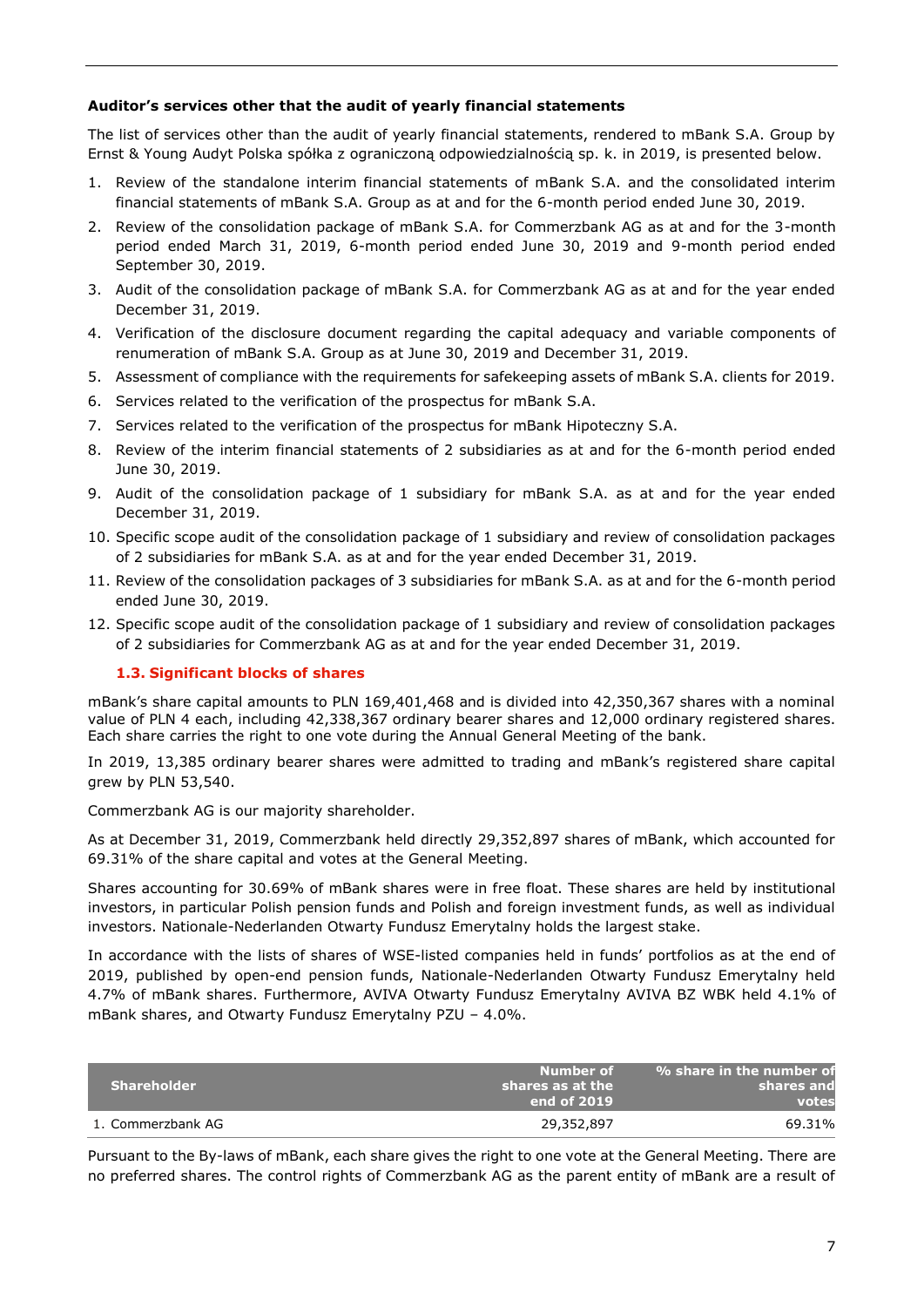**Auditor's services other that the audit of yearly financial statements**

The list of services other than the audit of yearly financial statements, rendered to mBank S.A. Group by Ernst & Young Audyt Polska spółka z ograniczoną odpowiedzialnością sp. k. in 2019, is presented below.

1. Review of the standalone interim financial statements of mBank S.A. and the consolidated interim financial statements of mBank S.A. Group as at and for the 6-month period ended June 30, 2019.
2. Review of the consolidation package of mBank S.A. for Commerzbank AG as at and for the 3-month period ended March 31, 2019, 6-month period ended June 30, 2019 and 9-month period ended September 30, 2019.
3. Audit of the consolidation package of mBank S.A. for Commerzbank AG as at and for the year ended December 31, 2019.
4. Verification of the disclosure document regarding the capital adequacy and variable components of renumeration of mBank S.A. Group as at June 30, 2019 and December 31, 2019.
5. Assessment of compliance with the requirements for safekeeping assets of mBank S.A. clients for 2019.
6. Services related to the verification of the prospectus for mBank S.A.
7. Services related to the verification of the prospectus for mBank Hipoteczny S.A.
8. Review of the interim financial statements of 2 subsidiaries as at and for the 6-month period ended June 30, 2019.
9. Audit of the consolidation package of 1 subsidiary for mBank S.A. as at and for the year ended December 31, 2019.
10. Specific scope audit of the consolidation package of 1 subsidiary and review of consolidation packages of 2 subsidiaries for mBank S.A. as at and for the year ended December 31, 2019.
11. Review of the consolidation packages of 3 subsidiaries for mBank S.A. as at and for the 6-month period ended June 30, 2019.
12. Specific scope audit of the consolidation package of 1 subsidiary and review of consolidation packages of 2 subsidiaries for Commerzbank AG as at and for the year ended December 31, 2019.

### 1.3. Significant blocks of shares

mBank's share capital amounts to PLN 169,401,468 and is divided into 42,350,367 shares with a nominal value of PLN 4 each, including 42,338,367 ordinary bearer shares and 12,000 ordinary registered shares. Each share carries the right to one vote during the Annual General Meeting of the bank.

In 2019, 13,385 ordinary bearer shares were admitted to trading and mBank's registered share capital grew by PLN 53,540.

Commerzbank AG is our majority shareholder.

As at December 31, 2019, Commerzbank held directly 29,352,897 shares of mBank, which accounted for 69.31% of the share capital and votes at the General Meeting.

Shares accounting for 30.69% of mBank shares were in free float. These shares are held by institutional investors, in particular Polish pension funds and Polish and foreign investment funds, as well as individual investors. Nationale-Nederlanden Otwarty Fundusz Emerytalny holds the largest stake.

In accordance with the lists of shares of WSE-listed companies held in funds' portfolios as at the end of 2019, published by open-end pension funds, Nationale-Nederlanden Otwarty Fundusz Emerytalny held 4.7% of mBank shares. Furthermore, AVIVA Otwarty Fundusz Emerytalny AVIVA BZ WBK held 4.1% of mBank shares, and Otwarty Fundusz Emerytalny PZU – 4.0%.

| Shareholder | Number of shares as at the end of 2019 | % share in the number of shares and votes |
|---|---|---|
| 1. Commerzbank AG | 29,352,897 | 69.31% |

Pursuant to the By-laws of mBank, each share gives the right to one vote at the General Meeting. There are no preferred shares. The control rights of Commerzbank AG as the parent entity of mBank are a result of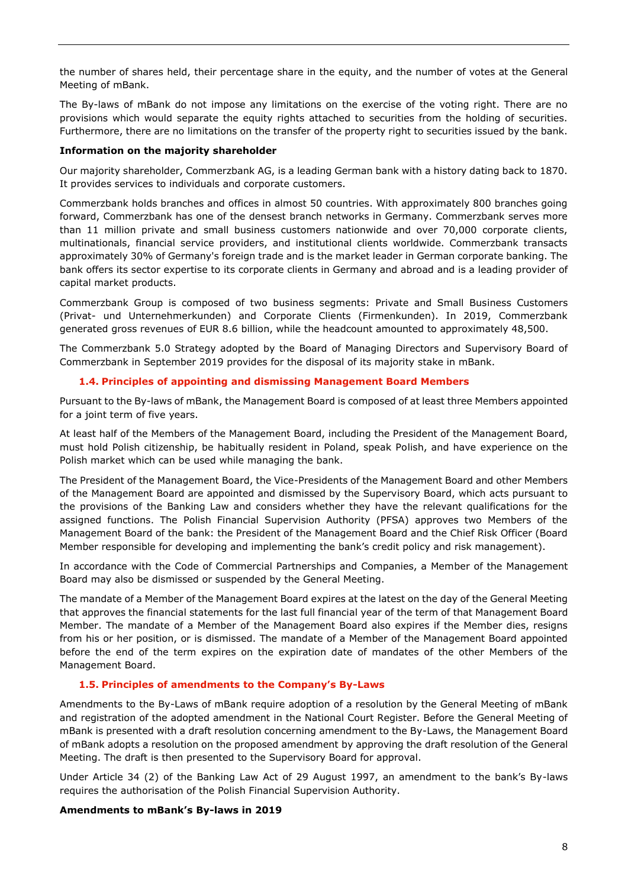the number of shares held, their percentage share in the equity, and the number of votes at the General Meeting of mBank.

The By-laws of mBank do not impose any limitations on the exercise of the voting right. There are no provisions which would separate the equity rights attached to securities from the holding of securities. Furthermore, there are no limitations on the transfer of the property right to securities issued by the bank.

**Information on the majority shareholder**

Our majority shareholder, Commerzbank AG, is a leading German bank with a history dating back to 1870. It provides services to individuals and corporate customers.

Commerzbank holds branches and offices in almost 50 countries. With approximately 800 branches going forward, Commerzbank has one of the densest branch networks in Germany. Commerzbank serves more than 11 million private and small business customers nationwide and over 70,000 corporate clients, multinationals, financial service providers, and institutional clients worldwide. Commerzbank transacts approximately 30% of Germany's foreign trade and is the market leader in German corporate banking. The bank offers its sector expertise to its corporate clients in Germany and abroad and is a leading provider of capital market products.

Commerzbank Group is composed of two business segments: Private and Small Business Customers (Privat- und Unternehmerkunden) and Corporate Clients (Firmenkunden). In 2019, Commerzbank generated gross revenues of EUR 8.6 billion, while the headcount amounted to approximately 48,500.

The Commerzbank 5.0 Strategy adopted by the Board of Managing Directors and Supervisory Board of Commerzbank in September 2019 provides for the disposal of its majority stake in mBank.

### 1.4. Principles of appointing and dismissing Management Board Members

Pursuant to the By-laws of mBank, the Management Board is composed of at least three Members appointed for a joint term of five years.

At least half of the Members of the Management Board, including the President of the Management Board, must hold Polish citizenship, be habitually resident in Poland, speak Polish, and have experience on the Polish market which can be used while managing the bank.

The President of the Management Board, the Vice-Presidents of the Management Board and other Members of the Management Board are appointed and dismissed by the Supervisory Board, which acts pursuant to the provisions of the Banking Law and considers whether they have the relevant qualifications for the assigned functions. The Polish Financial Supervision Authority (PFSA) approves two Members of the Management Board of the bank: the President of the Management Board and the Chief Risk Officer (Board Member responsible for developing and implementing the bank's credit policy and risk management).

In accordance with the Code of Commercial Partnerships and Companies, a Member of the Management Board may also be dismissed or suspended by the General Meeting.

The mandate of a Member of the Management Board expires at the latest on the day of the General Meeting that approves the financial statements for the last full financial year of the term of that Management Board Member. The mandate of a Member of the Management Board also expires if the Member dies, resigns from his or her position, or is dismissed. The mandate of a Member of the Management Board appointed before the end of the term expires on the expiration date of mandates of the other Members of the Management Board.

### 1.5. Principles of amendments to the Company's By-Laws

Amendments to the By-Laws of mBank require adoption of a resolution by the General Meeting of mBank and registration of the adopted amendment in the National Court Register. Before the General Meeting of mBank is presented with a draft resolution concerning amendment to the By-Laws, the Management Board of mBank adopts a resolution on the proposed amendment by approving the draft resolution of the General Meeting. The draft is then presented to the Supervisory Board for approval.

Under Article 34 (2) of the Banking Law Act of 29 August 1997, an amendment to the bank's By-laws requires the authorisation of the Polish Financial Supervision Authority.

**Amendments to mBank's By-laws in 2019**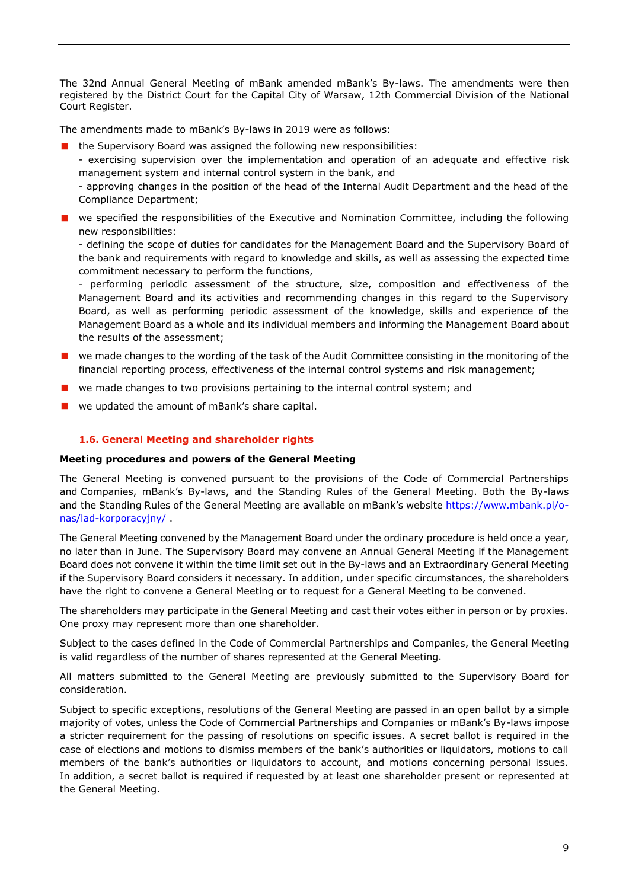The 32nd Annual General Meeting of mBank amended mBank's By-laws. The amendments were then registered by the District Court for the Capital City of Warsaw, 12th Commercial Division of the National Court Register.

The amendments made to mBank's By-laws in 2019 were as follows:

- the Supervisory Board was assigned the following new responsibilities:
  - exercising supervision over the implementation and operation of an adequate and effective risk management system and internal control system in the bank, and
  - approving changes in the position of the head of the Internal Audit Department and the head of the Compliance Department;
- we specified the responsibilities of the Executive and Nomination Committee, including the following new responsibilities:
  - defining the scope of duties for candidates for the Management Board and the Supervisory Board of the bank and requirements with regard to knowledge and skills, as well as assessing the expected time commitment necessary to perform the functions,
  - performing periodic assessment of the structure, size, composition and effectiveness of the Management Board and its activities and recommending changes in this regard to the Supervisory Board, as well as performing periodic assessment of the knowledge, skills and experience of the Management Board as a whole and its individual members and informing the Management Board about the results of the assessment;
- we made changes to the wording of the task of the Audit Committee consisting in the monitoring of the financial reporting process, effectiveness of the internal control systems and risk management;
- we made changes to two provisions pertaining to the internal control system; and
- we updated the amount of mBank's share capital.

## 1.6. General Meeting and shareholder rights

**Meeting procedures and powers of the General Meeting**

The General Meeting is convened pursuant to the provisions of the Code of Commercial Partnerships and Companies, mBank's By-laws, and the Standing Rules of the General Meeting. Both the By-laws and the Standing Rules of the General Meeting are available on mBank's website https://www.mbank.pl/o-nas/lad-korporacyjny/ .

The General Meeting convened by the Management Board under the ordinary procedure is held once a year, no later than in June. The Supervisory Board may convene an Annual General Meeting if the Management Board does not convene it within the time limit set out in the By-laws and an Extraordinary General Meeting if the Supervisory Board considers it necessary. In addition, under specific circumstances, the shareholders have the right to convene a General Meeting or to request for a General Meeting to be convened.

The shareholders may participate in the General Meeting and cast their votes either in person or by proxies. One proxy may represent more than one shareholder.

Subject to the cases defined in the Code of Commercial Partnerships and Companies, the General Meeting is valid regardless of the number of shares represented at the General Meeting.

All matters submitted to the General Meeting are previously submitted to the Supervisory Board for consideration.

Subject to specific exceptions, resolutions of the General Meeting are passed in an open ballot by a simple majority of votes, unless the Code of Commercial Partnerships and Companies or mBank's By-laws impose a stricter requirement for the passing of resolutions on specific issues. A secret ballot is required in the case of elections and motions to dismiss members of the bank's authorities or liquidators, motions to call members of the bank's authorities or liquidators to account, and motions concerning personal issues. In addition, a secret ballot is required if requested by at least one shareholder present or represented at the General Meeting.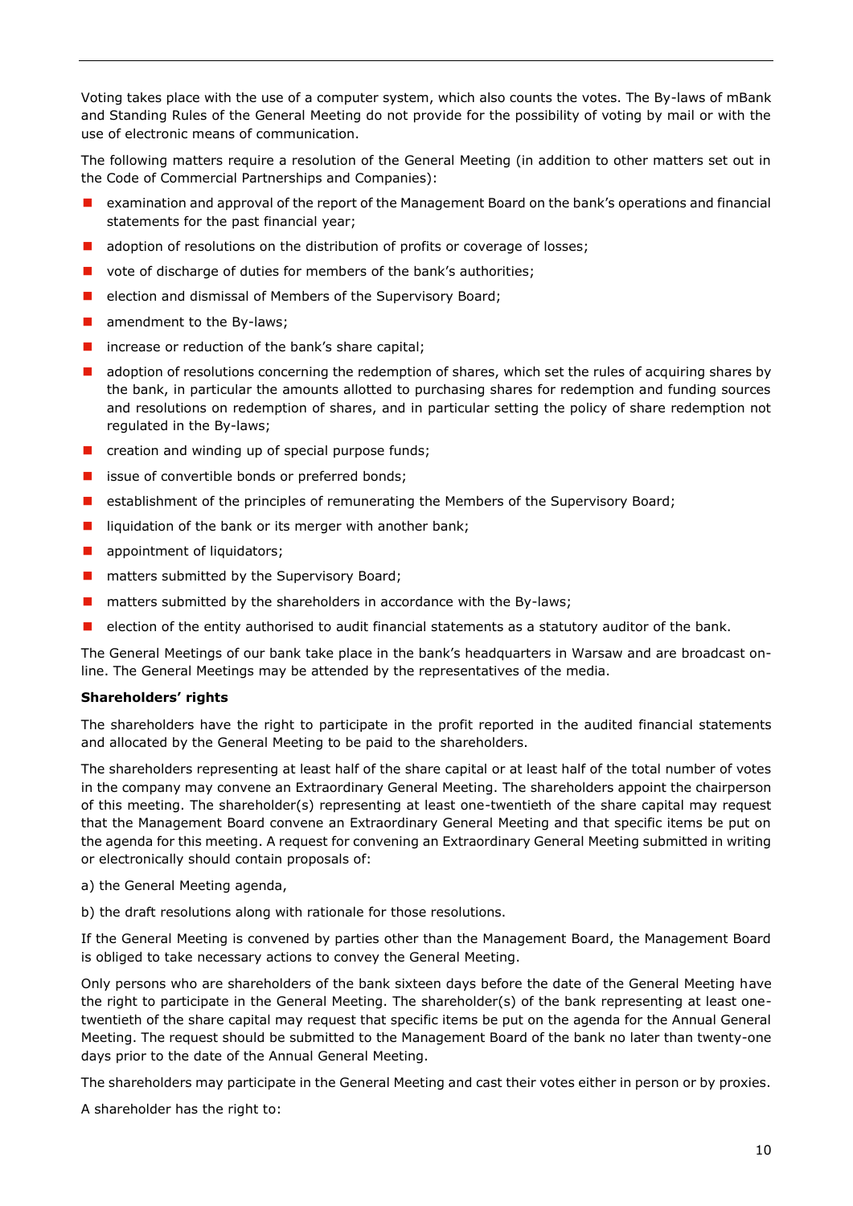Voting takes place with the use of a computer system, which also counts the votes. The By-laws of mBank and Standing Rules of the General Meeting do not provide for the possibility of voting by mail or with the use of electronic means of communication.

The following matters require a resolution of the General Meeting (in addition to other matters set out in the Code of Commercial Partnerships and Companies):

- examination and approval of the report of the Management Board on the bank's operations and financial statements for the past financial year;
- adoption of resolutions on the distribution of profits or coverage of losses;
- vote of discharge of duties for members of the bank's authorities;
- election and dismissal of Members of the Supervisory Board;
- amendment to the By-laws;
- increase or reduction of the bank's share capital;
- adoption of resolutions concerning the redemption of shares, which set the rules of acquiring shares by the bank, in particular the amounts allotted to purchasing shares for redemption and funding sources and resolutions on redemption of shares, and in particular setting the policy of share redemption not regulated in the By-laws;
- creation and winding up of special purpose funds;
- issue of convertible bonds or preferred bonds;
- establishment of the principles of remunerating the Members of the Supervisory Board;
- liquidation of the bank or its merger with another bank;
- appointment of liquidators;
- matters submitted by the Supervisory Board;
- matters submitted by the shareholders in accordance with the By-laws;
- election of the entity authorised to audit financial statements as a statutory auditor of the bank.

The General Meetings of our bank take place in the bank's headquarters in Warsaw and are broadcast on-line. The General Meetings may be attended by the representatives of the media.

**Shareholders' rights**

The shareholders have the right to participate in the profit reported in the audited financial statements and allocated by the General Meeting to be paid to the shareholders.

The shareholders representing at least half of the share capital or at least half of the total number of votes in the company may convene an Extraordinary General Meeting. The shareholders appoint the chairperson of this meeting. The shareholder(s) representing at least one-twentieth of the share capital may request that the Management Board convene an Extraordinary General Meeting and that specific items be put on the agenda for this meeting. A request for convening an Extraordinary General Meeting submitted in writing or electronically should contain proposals of:

a) the General Meeting agenda,

b) the draft resolutions along with rationale for those resolutions.

If the General Meeting is convened by parties other than the Management Board, the Management Board is obliged to take necessary actions to convey the General Meeting.

Only persons who are shareholders of the bank sixteen days before the date of the General Meeting have the right to participate in the General Meeting. The shareholder(s) of the bank representing at least one-twentieth of the share capital may request that specific items be put on the agenda for the Annual General Meeting. The request should be submitted to the Management Board of the bank no later than twenty-one days prior to the date of the Annual General Meeting.

The shareholders may participate in the General Meeting and cast their votes either in person or by proxies.

A shareholder has the right to: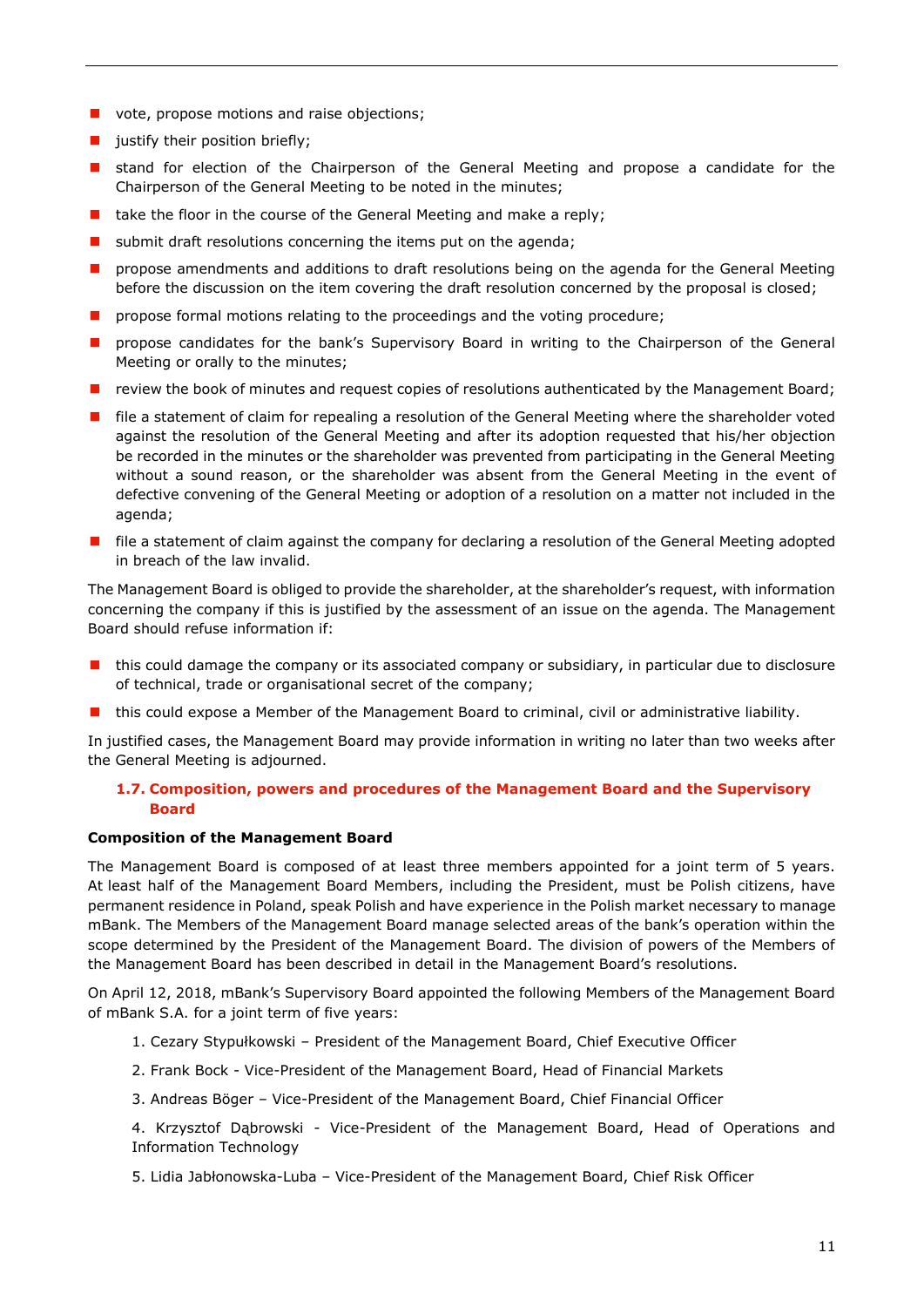- vote, propose motions and raise objections;
- justify their position briefly;
- stand for election of the Chairperson of the General Meeting and propose a candidate for the Chairperson of the General Meeting to be noted in the minutes;
- take the floor in the course of the General Meeting and make a reply;
- submit draft resolutions concerning the items put on the agenda;
- propose amendments and additions to draft resolutions being on the agenda for the General Meeting before the discussion on the item covering the draft resolution concerned by the proposal is closed;
- propose formal motions relating to the proceedings and the voting procedure;
- propose candidates for the bank's Supervisory Board in writing to the Chairperson of the General Meeting or orally to the minutes;
- review the book of minutes and request copies of resolutions authenticated by the Management Board;
- file a statement of claim for repealing a resolution of the General Meeting where the shareholder voted against the resolution of the General Meeting and after its adoption requested that his/her objection be recorded in the minutes or the shareholder was prevented from participating in the General Meeting without a sound reason, or the shareholder was absent from the General Meeting in the event of defective convening of the General Meeting or adoption of a resolution on a matter not included in the agenda;
- file a statement of claim against the company for declaring a resolution of the General Meeting adopted in breach of the law invalid.

The Management Board is obliged to provide the shareholder, at the shareholder's request, with information concerning the company if this is justified by the assessment of an issue on the agenda. The Management Board should refuse information if:

- this could damage the company or its associated company or subsidiary, in particular due to disclosure of technical, trade or organisational secret of the company;
- this could expose a Member of the Management Board to criminal, civil or administrative liability.

In justified cases, the Management Board may provide information in writing no later than two weeks after the General Meeting is adjourned.

## 1.7. Composition, powers and procedures of the Management Board and the Supervisory Board

**Composition of the Management Board**

The Management Board is composed of at least three members appointed for a joint term of 5 years. At least half of the Management Board Members, including the President, must be Polish citizens, have permanent residence in Poland, speak Polish and have experience in the Polish market necessary to manage mBank. The Members of the Management Board manage selected areas of the bank's operation within the scope determined by the President of the Management Board. The division of powers of the Members of the Management Board has been described in detail in the Management Board's resolutions.

On April 12, 2018, mBank's Supervisory Board appointed the following Members of the Management Board of mBank S.A. for a joint term of five years:

1. Cezary Stypułkowski – President of the Management Board, Chief Executive Officer
2. Frank Bock - Vice-President of the Management Board, Head of Financial Markets
3. Andreas Böger – Vice-President of the Management Board, Chief Financial Officer
4. Krzysztof Dąbrowski - Vice-President of the Management Board, Head of Operations and Information Technology
5. Lidia Jabłonowska-Luba – Vice-President of the Management Board, Chief Risk Officer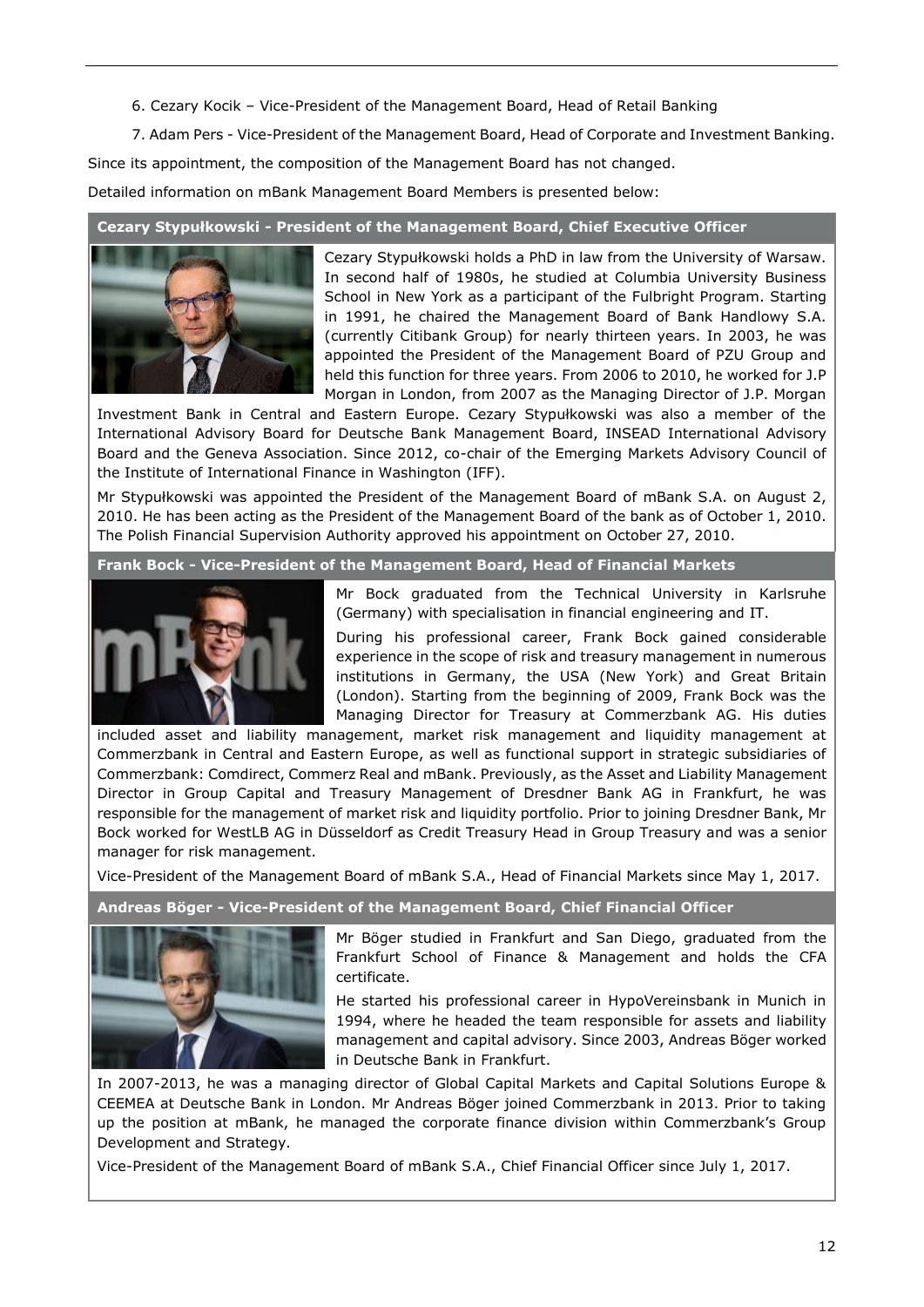6. Cezary Kocik – Vice-President of the Management Board, Head of Retail Banking

7. Adam Pers - Vice-President of the Management Board, Head of Corporate and Investment Banking.

Since its appointment, the composition of the Management Board has not changed.

Detailed information on mBank Management Board Members is presented below:

**Cezary Stypułkowski - President of the Management Board, Chief Executive Officer**

Cezary Stypułkowski holds a PhD in law from the University of Warsaw. In second half of 1980s, he studied at Columbia University Business School in New York as a participant of the Fulbright Program. Starting in 1991, he chaired the Management Board of Bank Handlowy S.A. (currently Citibank Group) for nearly thirteen years. In 2003, he was appointed the President of the Management Board of PZU Group and held this function for three years. From 2006 to 2010, he worked for J.P Morgan in London, from 2007 as the Managing Director of J.P. Morgan Investment Bank in Central and Eastern Europe. Cezary Stypułkowski was also a member of the International Advisory Board for Deutsche Bank Management Board, INSEAD International Advisory Board and the Geneva Association. Since 2012, co-chair of the Emerging Markets Advisory Council of the Institute of International Finance in Washington (IFF).

Mr Stypułkowski was appointed the President of the Management Board of mBank S.A. on August 2, 2010. He has been acting as the President of the Management Board of the bank as of October 1, 2010. The Polish Financial Supervision Authority approved his appointment on October 27, 2010.

**Frank Bock - Vice-President of the Management Board, Head of Financial Markets**

Mr Bock graduated from the Technical University in Karlsruhe (Germany) with specialisation in financial engineering and IT.

During his professional career, Frank Bock gained considerable experience in the scope of risk and treasury management in numerous institutions in Germany, the USA (New York) and Great Britain (London). Starting from the beginning of 2009, Frank Bock was the Managing Director for Treasury at Commerzbank AG. His duties included asset and liability management, market risk management and liquidity management at Commerzbank in Central and Eastern Europe, as well as functional support in strategic subsidiaries of Commerzbank: Comdirect, Commerz Real and mBank. Previously, as the Asset and Liability Management Director in Group Capital and Treasury Management of Dresdner Bank AG in Frankfurt, he was responsible for the management of market risk and liquidity portfolio. Prior to joining Dresdner Bank, Mr Bock worked for WestLB AG in Düsseldorf as Credit Treasury Head in Group Treasury and was a senior manager for risk management.

Vice-President of the Management Board of mBank S.A., Head of Financial Markets since May 1, 2017.

**Andreas Böger - Vice-President of the Management Board, Chief Financial Officer**

Mr Böger studied in Frankfurt and San Diego, graduated from the Frankfurt School of Finance & Management and holds the CFA certificate.

He started his professional career in HypoVereinsbank in Munich in 1994, where he headed the team responsible for assets and liability management and capital advisory. Since 2003, Andreas Böger worked in Deutsche Bank in Frankfurt.

In 2007-2013, he was a managing director of Global Capital Markets and Capital Solutions Europe & CEEMEA at Deutsche Bank in London. Mr Andreas Böger joined Commerzbank in 2013. Prior to taking up the position at mBank, he managed the corporate finance division within Commerzbank's Group Development and Strategy.

Vice-President of the Management Board of mBank S.A., Chief Financial Officer since July 1, 2017.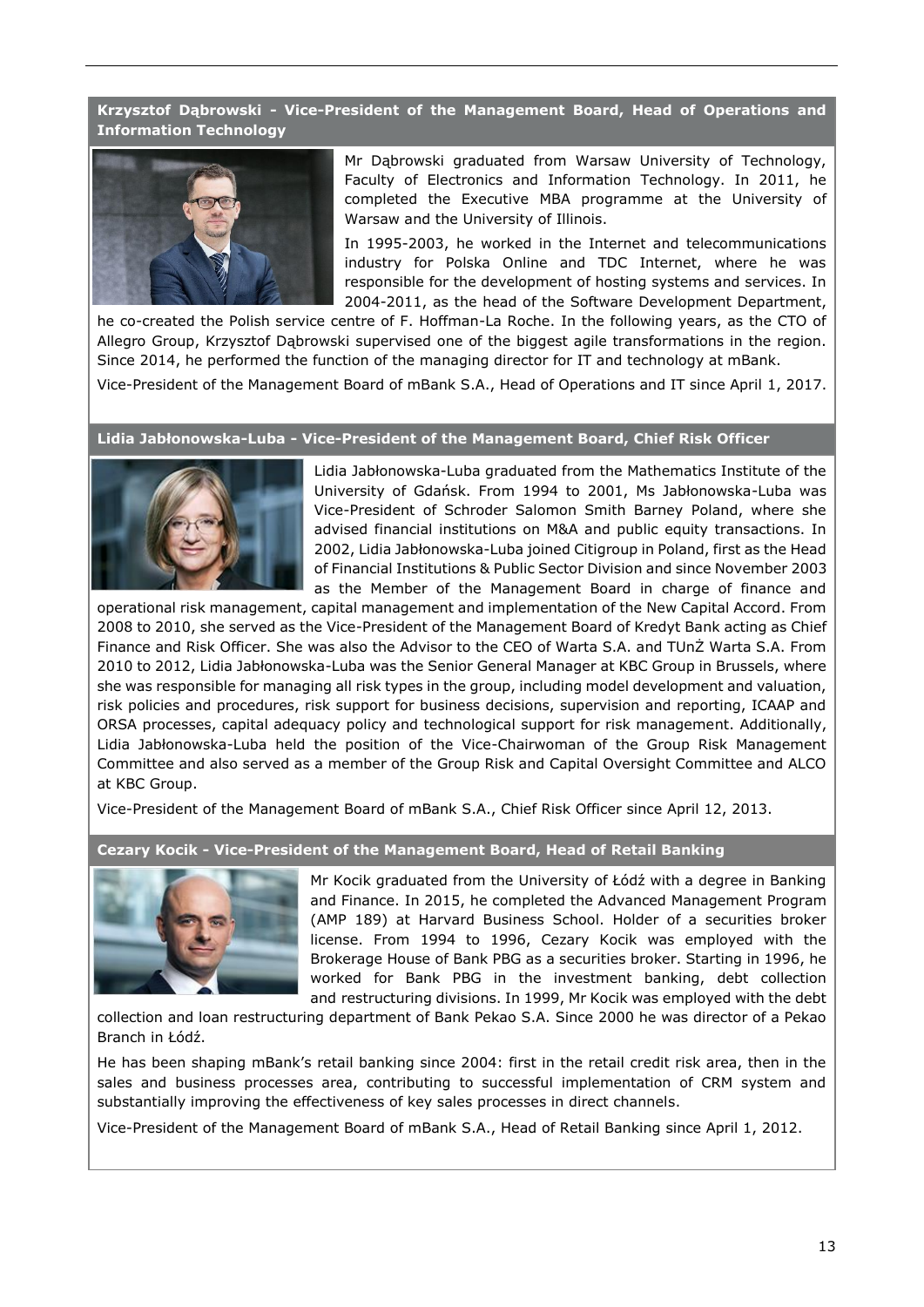**Krzysztof Dąbrowski - Vice-President of the Management Board, Head of Operations and Information Technology**

Mr Dąbrowski graduated from Warsaw University of Technology, Faculty of Electronics and Information Technology. In 2011, he completed the Executive MBA programme at the University of Warsaw and the University of Illinois.

In 1995-2003, he worked in the Internet and telecommunications industry for Polska Online and TDC Internet, where he was responsible for the development of hosting systems and services. In 2004-2011, as the head of the Software Development Department, he co-created the Polish service centre of F. Hoffman-La Roche. In the following years, as the CTO of Allegro Group, Krzysztof Dąbrowski supervised one of the biggest agile transformations in the region. Since 2014, he performed the function of the managing director for IT and technology at mBank.

Vice-President of the Management Board of mBank S.A., Head of Operations and IT since April 1, 2017.

**Lidia Jabłonowska-Luba - Vice-President of the Management Board, Chief Risk Officer**

Lidia Jabłonowska-Luba graduated from the Mathematics Institute of the University of Gdańsk. From 1994 to 2001, Ms Jabłonowska-Luba was Vice-President of Schroder Salomon Smith Barney Poland, where she advised financial institutions on M&A and public equity transactions. In 2002, Lidia Jabłonowska-Luba joined Citigroup in Poland, first as the Head of Financial Institutions & Public Sector Division and since November 2003 as the Member of the Management Board in charge of finance and operational risk management, capital management and implementation of the New Capital Accord. From 2008 to 2010, she served as the Vice-President of the Management Board of Kredyt Bank acting as Chief Finance and Risk Officer. She was also the Advisor to the CEO of Warta S.A. and TUnŻ Warta S.A. From 2010 to 2012, Lidia Jabłonowska-Luba was the Senior General Manager at KBC Group in Brussels, where she was responsible for managing all risk types in the group, including model development and valuation, risk policies and procedures, risk support for business decisions, supervision and reporting, ICAAP and ORSA processes, capital adequacy policy and technological support for risk management. Additionally, Lidia Jabłonowska-Luba held the position of the Vice-Chairwoman of the Group Risk Management Committee and also served as a member of the Group Risk and Capital Oversight Committee and ALCO at KBC Group.

Vice-President of the Management Board of mBank S.A., Chief Risk Officer since April 12, 2013.

**Cezary Kocik - Vice-President of the Management Board, Head of Retail Banking**

Mr Kocik graduated from the University of Łódź with a degree in Banking and Finance. In 2015, he completed the Advanced Management Program (AMP 189) at Harvard Business School. Holder of a securities broker license. From 1994 to 1996, Cezary Kocik was employed with the Brokerage House of Bank PBG as a securities broker. Starting in 1996, he worked for Bank PBG in the investment banking, debt collection and restructuring divisions. In 1999, Mr Kocik was employed with the debt collection and loan restructuring department of Bank Pekao S.A. Since 2000 he was director of a Pekao Branch in Łódź.

He has been shaping mBank's retail banking since 2004: first in the retail credit risk area, then in the sales and business processes area, contributing to successful implementation of CRM system and substantially improving the effectiveness of key sales processes in direct channels.

Vice-President of the Management Board of mBank S.A., Head of Retail Banking since April 1, 2012.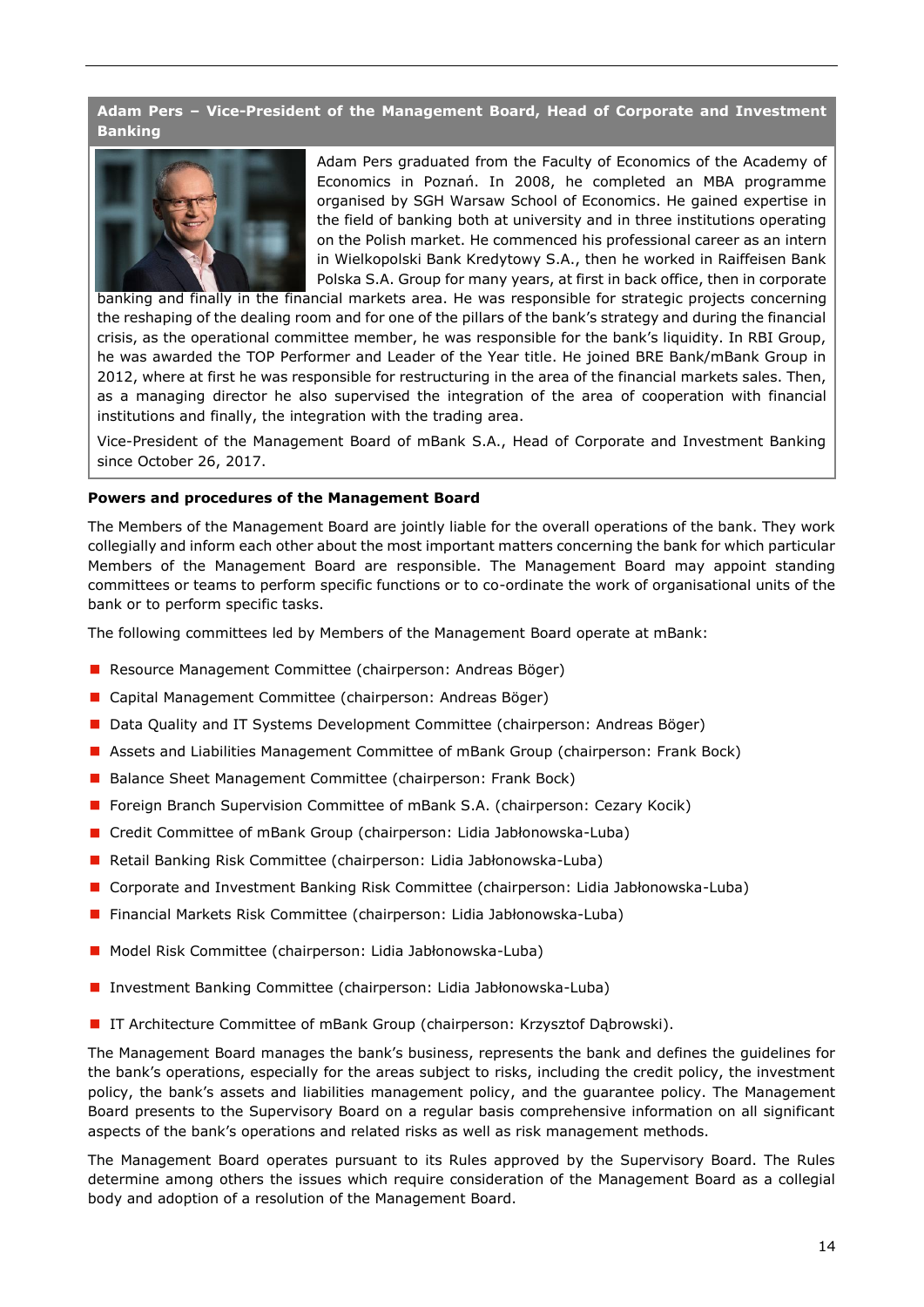**Adam Pers – Vice-President of the Management Board, Head of Corporate and Investment Banking**

Adam Pers graduated from the Faculty of Economics of the Academy of Economics in Poznań. In 2008, he completed an MBA programme organised by SGH Warsaw School of Economics. He gained expertise in the field of banking both at university and in three institutions operating on the Polish market. He commenced his professional career as an intern in Wielkopolski Bank Kredytowy S.A., then he worked in Raiffeisen Bank Polska S.A. Group for many years, at first in back office, then in corporate banking and finally in the financial markets area. He was responsible for strategic projects concerning the reshaping of the dealing room and for one of the pillars of the bank's strategy and during the financial crisis, as the operational committee member, he was responsible for the bank's liquidity. In RBI Group, he was awarded the TOP Performer and Leader of the Year title. He joined BRE Bank/mBank Group in 2012, where at first he was responsible for restructuring in the area of the financial markets sales. Then, as a managing director he also supervised the integration of the area of cooperation with financial institutions and finally, the integration with the trading area.

Vice-President of the Management Board of mBank S.A., Head of Corporate and Investment Banking since October 26, 2017.

**Powers and procedures of the Management Board**

The Members of the Management Board are jointly liable for the overall operations of the bank. They work collegially and inform each other about the most important matters concerning the bank for which particular Members of the Management Board are responsible. The Management Board may appoint standing committees or teams to perform specific functions or to co-ordinate the work of organisational units of the bank or to perform specific tasks.

The following committees led by Members of the Management Board operate at mBank:

- Resource Management Committee (chairperson: Andreas Böger)
- Capital Management Committee (chairperson: Andreas Böger)
- Data Quality and IT Systems Development Committee (chairperson: Andreas Böger)
- Assets and Liabilities Management Committee of mBank Group (chairperson: Frank Bock)
- Balance Sheet Management Committee (chairperson: Frank Bock)
- Foreign Branch Supervision Committee of mBank S.A. (chairperson: Cezary Kocik)
- Credit Committee of mBank Group (chairperson: Lidia Jabłonowska-Luba)
- Retail Banking Risk Committee (chairperson: Lidia Jabłonowska-Luba)
- Corporate and Investment Banking Risk Committee (chairperson: Lidia Jabłonowska-Luba)
- Financial Markets Risk Committee (chairperson: Lidia Jabłonowska-Luba)
- Model Risk Committee (chairperson: Lidia Jabłonowska-Luba)
- Investment Banking Committee (chairperson: Lidia Jabłonowska-Luba)
- IT Architecture Committee of mBank Group (chairperson: Krzysztof Dąbrowski).

The Management Board manages the bank's business, represents the bank and defines the guidelines for the bank's operations, especially for the areas subject to risks, including the credit policy, the investment policy, the bank's assets and liabilities management policy, and the guarantee policy. The Management Board presents to the Supervisory Board on a regular basis comprehensive information on all significant aspects of the bank's operations and related risks as well as risk management methods.

The Management Board operates pursuant to its Rules approved by the Supervisory Board. The Rules determine among others the issues which require consideration of the Management Board as a collegial body and adoption of a resolution of the Management Board.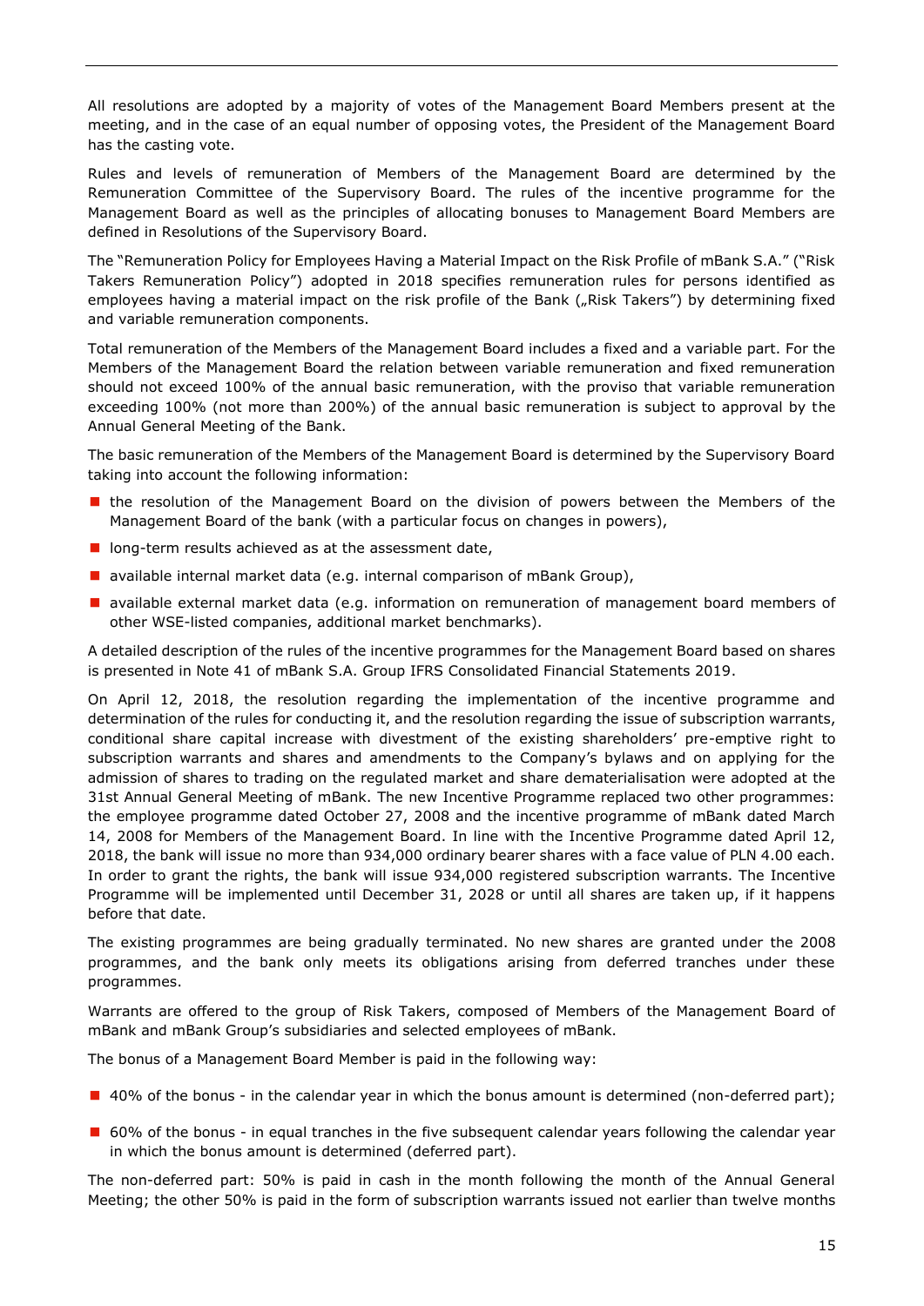All resolutions are adopted by a majority of votes of the Management Board Members present at the meeting, and in the case of an equal number of opposing votes, the President of the Management Board has the casting vote.

Rules and levels of remuneration of Members of the Management Board are determined by the Remuneration Committee of the Supervisory Board. The rules of the incentive programme for the Management Board as well as the principles of allocating bonuses to Management Board Members are defined in Resolutions of the Supervisory Board.

The "Remuneration Policy for Employees Having a Material Impact on the Risk Profile of mBank S.A." ("Risk Takers Remuneration Policy") adopted in 2018 specifies remuneration rules for persons identified as employees having a material impact on the risk profile of the Bank („Risk Takers") by determining fixed and variable remuneration components.

Total remuneration of the Members of the Management Board includes a fixed and a variable part. For the Members of the Management Board the relation between variable remuneration and fixed remuneration should not exceed 100% of the annual basic remuneration, with the proviso that variable remuneration exceeding 100% (not more than 200%) of the annual basic remuneration is subject to approval by the Annual General Meeting of the Bank.

The basic remuneration of the Members of the Management Board is determined by the Supervisory Board taking into account the following information:

- the resolution of the Management Board on the division of powers between the Members of the Management Board of the bank (with a particular focus on changes in powers),
- long-term results achieved as at the assessment date,
- available internal market data (e.g. internal comparison of mBank Group),
- available external market data (e.g. information on remuneration of management board members of other WSE-listed companies, additional market benchmarks).

A detailed description of the rules of the incentive programmes for the Management Board based on shares is presented in Note 41 of mBank S.A. Group IFRS Consolidated Financial Statements 2019.

On April 12, 2018, the resolution regarding the implementation of the incentive programme and determination of the rules for conducting it, and the resolution regarding the issue of subscription warrants, conditional share capital increase with divestment of the existing shareholders' pre-emptive right to subscription warrants and shares and amendments to the Company's bylaws and on applying for the admission of shares to trading on the regulated market and share dematerialisation were adopted at the 31st Annual General Meeting of mBank. The new Incentive Programme replaced two other programmes: the employee programme dated October 27, 2008 and the incentive programme of mBank dated March 14, 2008 for Members of the Management Board. In line with the Incentive Programme dated April 12, 2018, the bank will issue no more than 934,000 ordinary bearer shares with a face value of PLN 4.00 each. In order to grant the rights, the bank will issue 934,000 registered subscription warrants. The Incentive Programme will be implemented until December 31, 2028 or until all shares are taken up, if it happens before that date.

The existing programmes are being gradually terminated. No new shares are granted under the 2008 programmes, and the bank only meets its obligations arising from deferred tranches under these programmes.

Warrants are offered to the group of Risk Takers, composed of Members of the Management Board of mBank and mBank Group's subsidiaries and selected employees of mBank.

The bonus of a Management Board Member is paid in the following way:

- 40% of the bonus - in the calendar year in which the bonus amount is determined (non-deferred part);
- 60% of the bonus - in equal tranches in the five subsequent calendar years following the calendar year in which the bonus amount is determined (deferred part).

The non-deferred part: 50% is paid in cash in the month following the month of the Annual General Meeting; the other 50% is paid in the form of subscription warrants issued not earlier than twelve months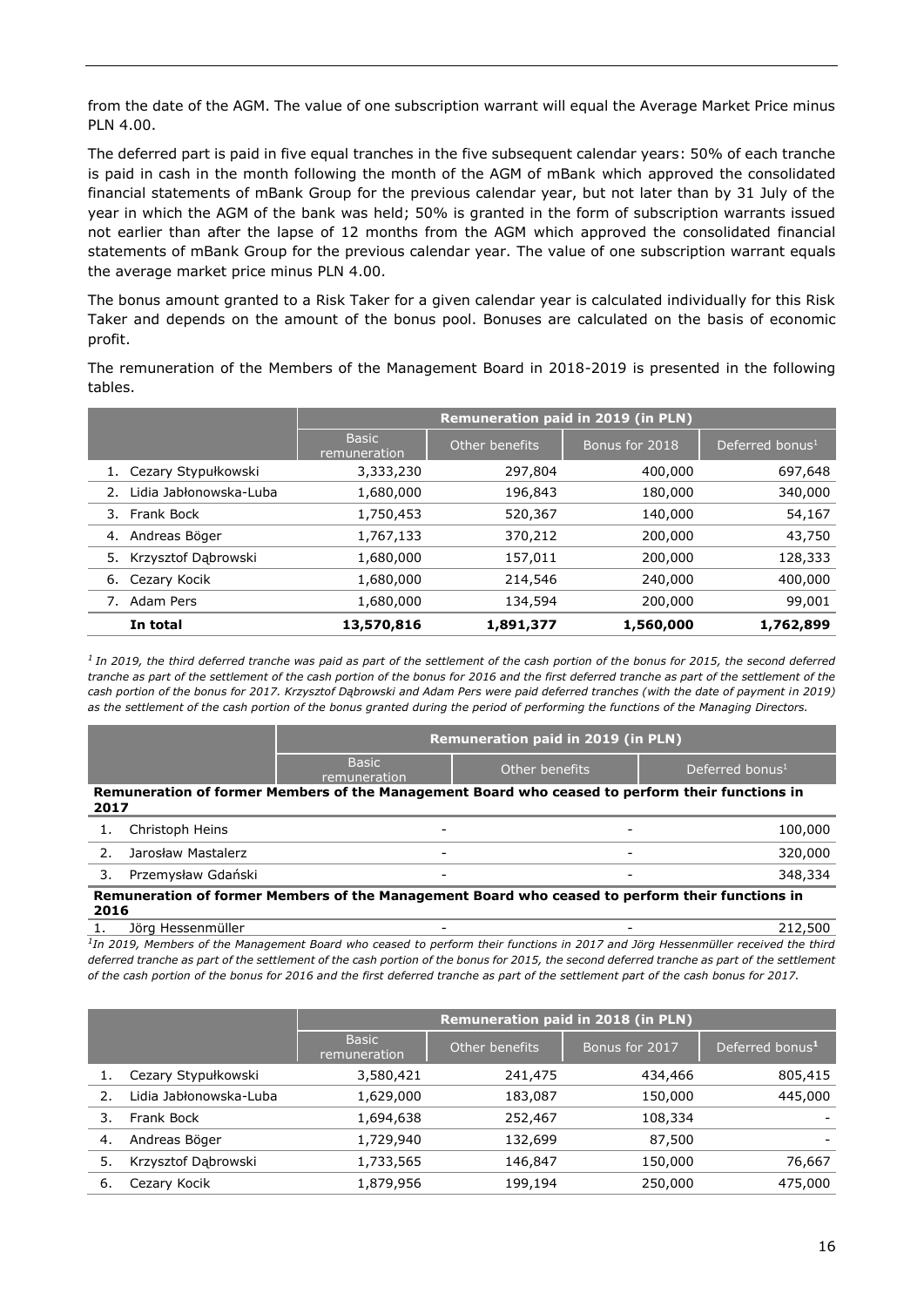from the date of the AGM. The value of one subscription warrant will equal the Average Market Price minus PLN 4.00.

The deferred part is paid in five equal tranches in the five subsequent calendar years: 50% of each tranche is paid in cash in the month following the month of the AGM of mBank which approved the consolidated financial statements of mBank Group for the previous calendar year, but not later than by 31 July of the year in which the AGM of the bank was held; 50% is granted in the form of subscription warrants issued not earlier than after the lapse of 12 months from the AGM which approved the consolidated financial statements of mBank Group for the previous calendar year. The value of one subscription warrant equals the average market price minus PLN 4.00.

The bonus amount granted to a Risk Taker for a given calendar year is calculated individually for this Risk Taker and depends on the amount of the bonus pool. Bonuses are calculated on the basis of economic profit.

The remuneration of the Members of the Management Board in 2018-2019 is presented in the following tables.

| | Remuneration paid in 2019 (in PLN) | | | |
|---|---|---|---|---|
| | Basic remuneration | Other benefits | Bonus for 2018 | Deferred bonus[1] |
| 1. Cezary Stypułkowski | 3,333,230 | 297,804 | 400,000 | 697,648 |
| 2. Lidia Jabłonowska-Luba | 1,680,000 | 196,843 | 180,000 | 340,000 |
| 3. Frank Bock | 1,750,453 | 520,367 | 140,000 | 54,167 |
| 4. Andreas Böger | 1,767,133 | 370,212 | 200,000 | 43,750 |
| 5. Krzysztof Dąbrowski | 1,680,000 | 157,011 | 200,000 | 128,333 |
| 6. Cezary Kocik | 1,680,000 | 214,546 | 240,000 | 400,000 |
| 7. Adam Pers | 1,680,000 | 134,594 | 200,000 | 99,001 |
| **In total** | **13,570,816** | **1,891,377** | **1,560,000** | **1,762,899** |

*[1] In 2019, the third deferred tranche was paid as part of the settlement of the cash portion of the bonus for 2015, the second deferred tranche as part of the settlement of the cash portion of the bonus for 2016 and the first deferred tranche as part of the settlement of the cash portion of the bonus for 2017. Krzysztof Dąbrowski and Adam Pers were paid deferred tranches (with the date of payment in 2019) as the settlement of the cash portion of the bonus granted during the period of performing the functions of the Managing Directors.*

| | Remuneration paid in 2019 (in PLN) | | |
|---|---|---|---|
| | Basic remuneration | Other benefits | Deferred bonus[1] |
| **Remuneration of former Members of the Management Board who ceased to perform their functions in 2017** | | | |
| 1. Christoph Heins | - | - | 100,000 |
| 2. Jarosław Mastalerz | - | - | 320,000 |
| 3. Przemysław Gdański | - | - | 348,334 |
| **Remuneration of former Members of the Management Board who ceased to perform their functions in 2016** | | | |
| 1. Jörg Hessenmüller | - | - | 212,500 |

*[1]In 2019, Members of the Management Board who ceased to perform their functions in 2017 and Jörg Hessenmüller received the third deferred tranche as part of the settlement of the cash portion of the bonus for 2015, the second deferred tranche as part of the settlement of the cash portion of the bonus for 2016 and the first deferred tranche as part of the settlement part of the cash bonus for 2017.*

| | Remuneration paid in 2018 (in PLN) | | | |
|---|---|---|---|---|
| | Basic remuneration | Other benefits | Bonus for 2017 | Deferred bonus[1] |
| 1. Cezary Stypułkowski | 3,580,421 | 241,475 | 434,466 | 805,415 |
| 2. Lidia Jabłonowska-Luba | 1,629,000 | 183,087 | 150,000 | 445,000 |
| 3. Frank Bock | 1,694,638 | 252,467 | 108,334 | - |
| 4. Andreas Böger | 1,729,940 | 132,699 | 87,500 | - |
| 5. Krzysztof Dąbrowski | 1,733,565 | 146,847 | 150,000 | 76,667 |
| 6. Cezary Kocik | 1,879,956 | 199,194 | 250,000 | 475,000 |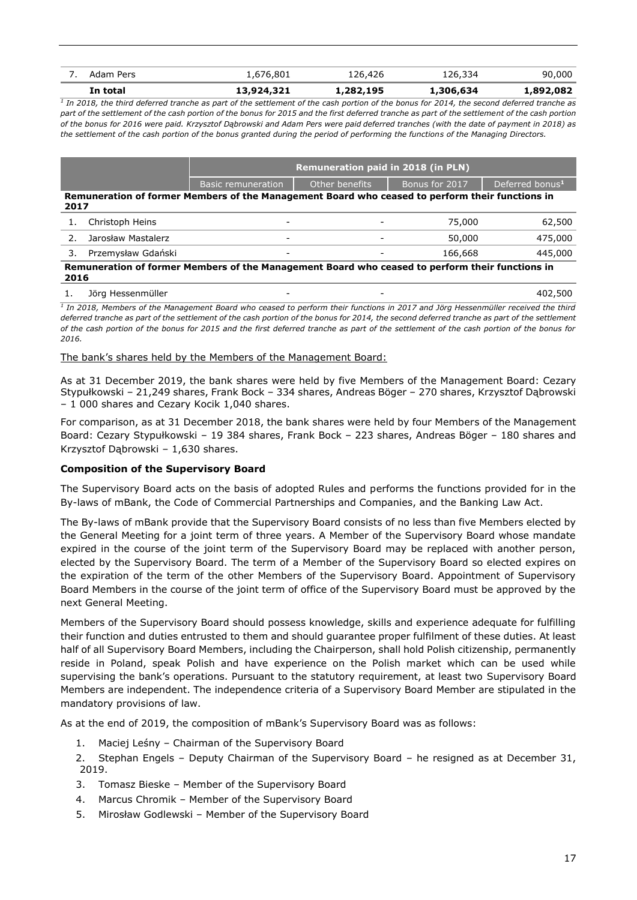| | | | | | |
|---|---|---|---|---|---|
| 7. | Adam Pers | 1,676,801 | 126,426 | 126,334 | 90,000 |
| | **In total** | **13,924,321** | **1,282,195** | **1,306,634** | **1,892,082** |

*[1] In 2018, the third deferred tranche as part of the settlement of the cash portion of the bonus for 2014, the second deferred tranche as part of the settlement of the cash portion of the bonus for 2015 and the first deferred tranche as part of the settlement of the cash portion of the bonus for 2016 were paid. Krzysztof Dąbrowski and Adam Pers were paid deferred tranches (with the date of payment in 2018) as the settlement of the cash portion of the bonus granted during the period of performing the functions of the Managing Directors.*

| | | Remuneration paid in 2018 (in PLN) | | | |
|---|---|---|---|---|---|
| | | Basic remuneration | Other benefits | Bonus for 2017 | Deferred bonus[1] |
| **Remuneration of former Members of the Management Board who ceased to perform their functions in 2017** | | | | | |
| 1. | Christoph Heins | - | - | 75,000 | 62,500 |
| 2. | Jarosław Mastalerz | - | - | 50,000 | 475,000 |
| 3. | Przemysław Gdański | - | - | 166,668 | 445,000 |
| **Remuneration of former Members of the Management Board who ceased to perform their functions in 2016** | | | | | |
| 1. | Jörg Hessenmüller | - | - | | 402,500 |

*[1] In 2018, Members of the Management Board who ceased to perform their functions in 2017 and Jörg Hessenmüller received the third deferred tranche as part of the settlement of the cash portion of the bonus for 2014, the second deferred tranche as part of the settlement of the cash portion of the bonus for 2015 and the first deferred tranche as part of the settlement of the cash portion of the bonus for 2016.*

The bank's shares held by the Members of the Management Board:

As at 31 December 2019, the bank shares were held by five Members of the Management Board: Cezary Stypułkowski – 21,249 shares, Frank Bock – 334 shares, Andreas Böger – 270 shares, Krzysztof Dąbrowski – 1 000 shares and Cezary Kocik 1,040 shares.

For comparison, as at 31 December 2018, the bank shares were held by four Members of the Management Board: Cezary Stypułkowski – 19 384 shares, Frank Bock – 223 shares, Andreas Böger – 180 shares and Krzysztof Dąbrowski – 1,630 shares.

**Composition of the Supervisory Board**

The Supervisory Board acts on the basis of adopted Rules and performs the functions provided for in the By-laws of mBank, the Code of Commercial Partnerships and Companies, and the Banking Law Act.

The By-laws of mBank provide that the Supervisory Board consists of no less than five Members elected by the General Meeting for a joint term of three years. A Member of the Supervisory Board whose mandate expired in the course of the joint term of the Supervisory Board may be replaced with another person, elected by the Supervisory Board. The term of a Member of the Supervisory Board so elected expires on the expiration of the term of the other Members of the Supervisory Board. Appointment of Supervisory Board Members in the course of the joint term of office of the Supervisory Board must be approved by the next General Meeting.

Members of the Supervisory Board should possess knowledge, skills and experience adequate for fulfilling their function and duties entrusted to them and should guarantee proper fulfilment of these duties. At least half of all Supervisory Board Members, including the Chairperson, shall hold Polish citizenship, permanently reside in Poland, speak Polish and have experience on the Polish market which can be used while supervising the bank's operations. Pursuant to the statutory requirement, at least two Supervisory Board Members are independent. The independence criteria of a Supervisory Board Member are stipulated in the mandatory provisions of law.

As at the end of 2019, the composition of mBank's Supervisory Board was as follows:

1. Maciej Leśny – Chairman of the Supervisory Board
2. Stephan Engels – Deputy Chairman of the Supervisory Board – he resigned as at December 31, 2019.
3. Tomasz Bieske – Member of the Supervisory Board
4. Marcus Chromik – Member of the Supervisory Board
5. Mirosław Godlewski – Member of the Supervisory Board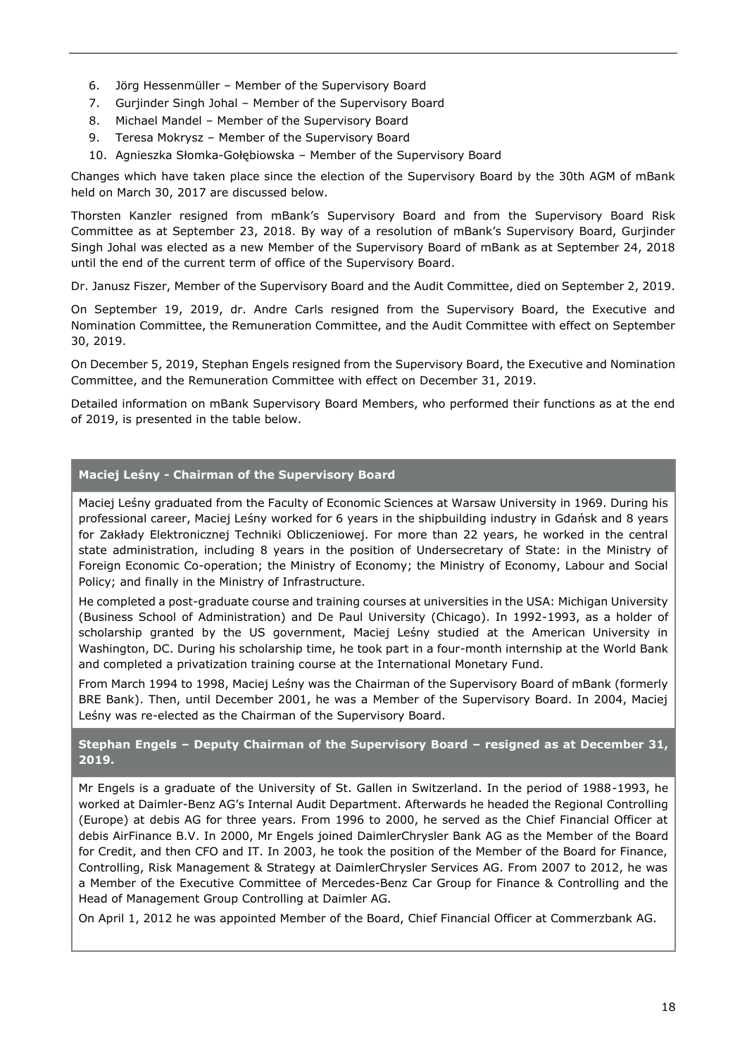6. Jörg Hessenmüller – Member of the Supervisory Board
7. Gurjinder Singh Johal – Member of the Supervisory Board
8. Michael Mandel – Member of the Supervisory Board
9. Teresa Mokrysz – Member of the Supervisory Board
10. Agnieszka Słomka-Gołębiowska – Member of the Supervisory Board

Changes which have taken place since the election of the Supervisory Board by the 30th AGM of mBank held on March 30, 2017 are discussed below.

Thorsten Kanzler resigned from mBank's Supervisory Board and from the Supervisory Board Risk Committee as at September 23, 2018. By way of a resolution of mBank's Supervisory Board, Gurjinder Singh Johal was elected as a new Member of the Supervisory Board of mBank as at September 24, 2018 until the end of the current term of office of the Supervisory Board.

Dr. Janusz Fiszer, Member of the Supervisory Board and the Audit Committee, died on September 2, 2019.

On September 19, 2019, dr. Andre Carls resigned from the Supervisory Board, the Executive and Nomination Committee, the Remuneration Committee, and the Audit Committee with effect on September 30, 2019.

On December 5, 2019, Stephan Engels resigned from the Supervisory Board, the Executive and Nomination Committee, and the Remuneration Committee with effect on December 31, 2019.

Detailed information on mBank Supervisory Board Members, who performed their functions as at the end of 2019, is presented in the table below.

| **Maciej Leśny - Chairman of the Supervisory Board** |
|---|
| Maciej Leśny graduated from the Faculty of Economic Sciences at Warsaw University in 1969. During his professional career, Maciej Leśny worked for 6 years in the shipbuilding industry in Gdańsk and 8 years for Zakłady Elektronicznej Techniki Obliczeniowej. For more than 22 years, he worked in the central state administration, including 8 years in the position of Undersecretary of State: in the Ministry of Foreign Economic Co-operation; the Ministry of Economy; the Ministry of Economy, Labour and Social Policy; and finally in the Ministry of Infrastructure.<br><br>He completed a post-graduate course and training courses at universities in the USA: Michigan University (Business School of Administration) and De Paul University (Chicago). In 1992-1993, as a holder of scholarship granted by the US government, Maciej Leśny studied at the American University in Washington, DC. During his scholarship time, he took part in a four-month internship at the World Bank and completed a privatization training course at the International Monetary Fund.<br><br>From March 1994 to 1998, Maciej Leśny was the Chairman of the Supervisory Board of mBank (formerly BRE Bank). Then, until December 2001, he was a Member of the Supervisory Board. In 2004, Maciej Leśny was re-elected as the Chairman of the Supervisory Board. |
| **Stephan Engels – Deputy Chairman of the Supervisory Board – resigned as at December 31, 2019.** |
| Mr Engels is a graduate of the University of St. Gallen in Switzerland. In the period of 1988-1993, he worked at Daimler-Benz AG's Internal Audit Department. Afterwards he headed the Regional Controlling (Europe) at debis AG for three years. From 1996 to 2000, he served as the Chief Financial Officer at debis AirFinance B.V. In 2000, Mr Engels joined DaimlerChrysler Bank AG as the Member of the Board for Credit, and then CFO and IT. In 2003, he took the position of the Member of the Board for Finance, Controlling, Risk Management & Strategy at DaimlerChrysler Services AG. From 2007 to 2012, he was a Member of the Executive Committee of Mercedes-Benz Car Group for Finance & Controlling and the Head of Management Group Controlling at Daimler AG.<br><br>On April 1, 2012 he was appointed Member of the Board, Chief Financial Officer at Commerzbank AG. |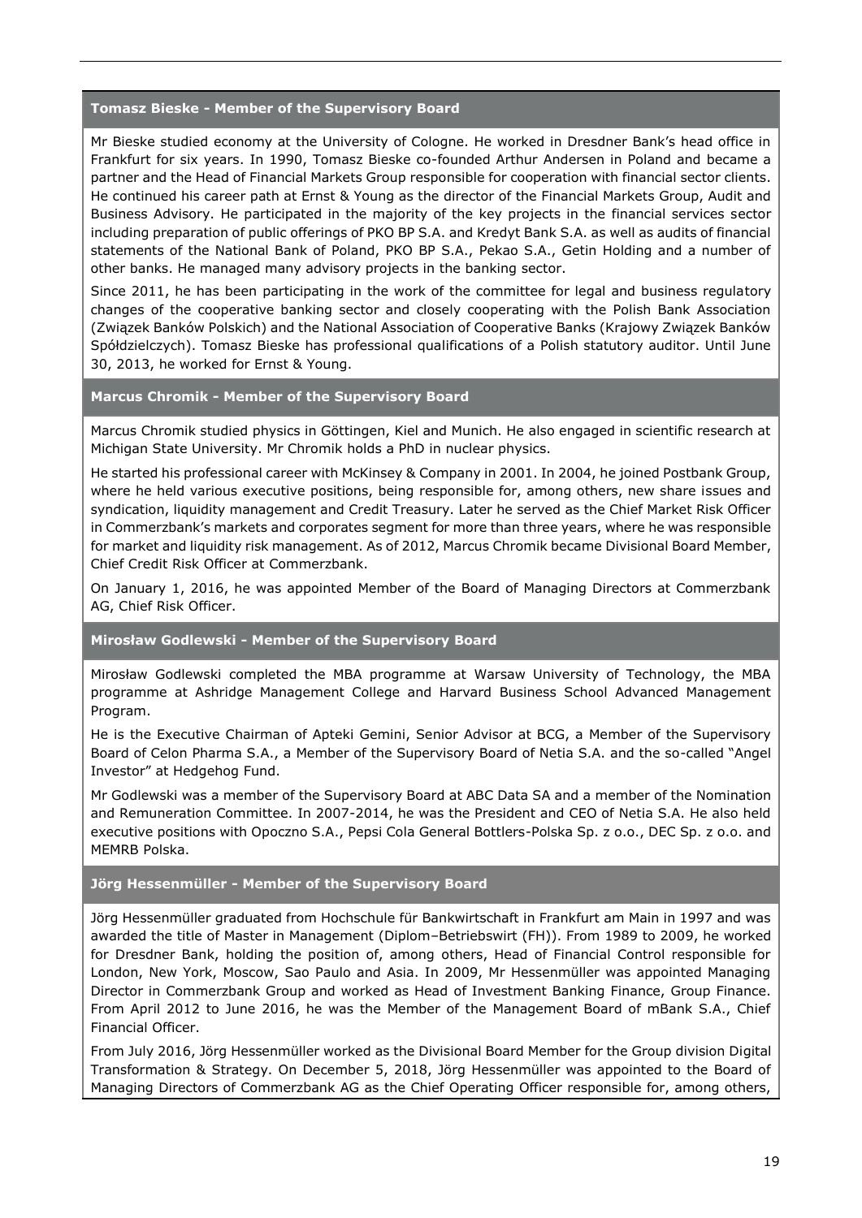### Tomasz Bieske - Member of the Supervisory Board

Mr Bieske studied economy at the University of Cologne. He worked in Dresdner Bank's head office in Frankfurt for six years. In 1990, Tomasz Bieske co-founded Arthur Andersen in Poland and became a partner and the Head of Financial Markets Group responsible for cooperation with financial sector clients. He continued his career path at Ernst & Young as the director of the Financial Markets Group, Audit and Business Advisory. He participated in the majority of the key projects in the financial services sector including preparation of public offerings of PKO BP S.A. and Kredyt Bank S.A. as well as audits of financial statements of the National Bank of Poland, PKO BP S.A., Pekao S.A., Getin Holding and a number of other banks. He managed many advisory projects in the banking sector.

Since 2011, he has been participating in the work of the committee for legal and business regulatory changes of the cooperative banking sector and closely cooperating with the Polish Bank Association (Związek Banków Polskich) and the National Association of Cooperative Banks (Krajowy Związek Banków Spółdzielczych). Tomasz Bieske has professional qualifications of a Polish statutory auditor. Until June 30, 2013, he worked for Ernst & Young.

### Marcus Chromik - Member of the Supervisory Board

Marcus Chromik studied physics in Göttingen, Kiel and Munich. He also engaged in scientific research at Michigan State University. Mr Chromik holds a PhD in nuclear physics.

He started his professional career with McKinsey & Company in 2001. In 2004, he joined Postbank Group, where he held various executive positions, being responsible for, among others, new share issues and syndication, liquidity management and Credit Treasury. Later he served as the Chief Market Risk Officer in Commerzbank's markets and corporates segment for more than three years, where he was responsible for market and liquidity risk management. As of 2012, Marcus Chromik became Divisional Board Member, Chief Credit Risk Officer at Commerzbank.

On January 1, 2016, he was appointed Member of the Board of Managing Directors at Commerzbank AG, Chief Risk Officer.

### Mirosław Godlewski - Member of the Supervisory Board

Mirosław Godlewski completed the MBA programme at Warsaw University of Technology, the MBA programme at Ashridge Management College and Harvard Business School Advanced Management Program.

He is the Executive Chairman of Apteki Gemini, Senior Advisor at BCG, a Member of the Supervisory Board of Celon Pharma S.A., a Member of the Supervisory Board of Netia S.A. and the so-called "Angel Investor" at Hedgehog Fund.

Mr Godlewski was a member of the Supervisory Board at ABC Data SA and a member of the Nomination and Remuneration Committee. In 2007-2014, he was the President and CEO of Netia S.A. He also held executive positions with Opoczno S.A., Pepsi Cola General Bottlers-Polska Sp. z o.o., DEC Sp. z o.o. and MEMRB Polska.

### Jörg Hessenmüller - Member of the Supervisory Board

Jörg Hessenmüller graduated from Hochschule für Bankwirtschaft in Frankfurt am Main in 1997 and was awarded the title of Master in Management (Diplom–Betriebswirt (FH)). From 1989 to 2009, he worked for Dresdner Bank, holding the position of, among others, Head of Financial Control responsible for London, New York, Moscow, Sao Paulo and Asia. In 2009, Mr Hessenmüller was appointed Managing Director in Commerzbank Group and worked as Head of Investment Banking Finance, Group Finance. From April 2012 to June 2016, he was the Member of the Management Board of mBank S.A., Chief Financial Officer.

From July 2016, Jörg Hessenmüller worked as the Divisional Board Member for the Group division Digital Transformation & Strategy. On December 5, 2018, Jörg Hessenmüller was appointed to the Board of Managing Directors of Commerzbank AG as the Chief Operating Officer responsible for, among others,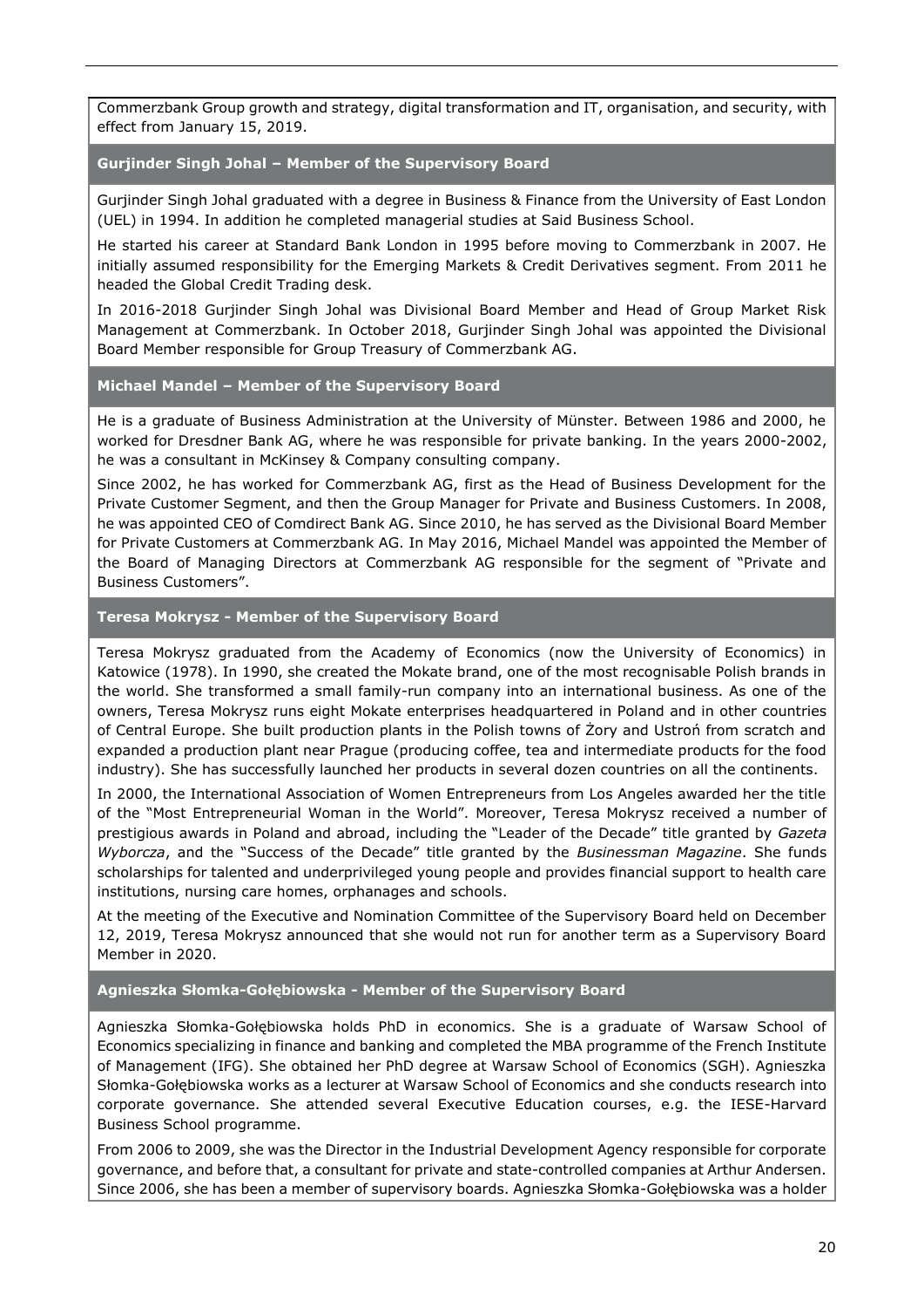Commerzbank Group growth and strategy, digital transformation and IT, organisation, and security, with effect from January 15, 2019.

### Gurjinder Singh Johal – Member of the Supervisory Board

Gurjinder Singh Johal graduated with a degree in Business & Finance from the University of East London (UEL) in 1994. In addition he completed managerial studies at Said Business School.

He started his career at Standard Bank London in 1995 before moving to Commerzbank in 2007. He initially assumed responsibility for the Emerging Markets & Credit Derivatives segment. From 2011 he headed the Global Credit Trading desk.

In 2016-2018 Gurjinder Singh Johal was Divisional Board Member and Head of Group Market Risk Management at Commerzbank. In October 2018, Gurjinder Singh Johal was appointed the Divisional Board Member responsible for Group Treasury of Commerzbank AG.

### Michael Mandel – Member of the Supervisory Board

He is a graduate of Business Administration at the University of Münster. Between 1986 and 2000, he worked for Dresdner Bank AG, where he was responsible for private banking. In the years 2000-2002, he was a consultant in McKinsey & Company consulting company.

Since 2002, he has worked for Commerzbank AG, first as the Head of Business Development for the Private Customer Segment, and then the Group Manager for Private and Business Customers. In 2008, he was appointed CEO of Comdirect Bank AG. Since 2010, he has served as the Divisional Board Member for Private Customers at Commerzbank AG. In May 2016, Michael Mandel was appointed the Member of the Board of Managing Directors at Commerzbank AG responsible for the segment of "Private and Business Customers".

### Teresa Mokrysz - Member of the Supervisory Board

Teresa Mokrysz graduated from the Academy of Economics (now the University of Economics) in Katowice (1978). In 1990, she created the Mokate brand, one of the most recognisable Polish brands in the world. She transformed a small family-run company into an international business. As one of the owners, Teresa Mokrysz runs eight Mokate enterprises headquartered in Poland and in other countries of Central Europe. She built production plants in the Polish towns of Żory and Ustroń from scratch and expanded a production plant near Prague (producing coffee, tea and intermediate products for the food industry). She has successfully launched her products in several dozen countries on all the continents.

In 2000, the International Association of Women Entrepreneurs from Los Angeles awarded her the title of the "Most Entrepreneurial Woman in the World". Moreover, Teresa Mokrysz received a number of prestigious awards in Poland and abroad, including the "Leader of the Decade" title granted by *Gazeta Wyborcza*, and the "Success of the Decade" title granted by the *Businessman Magazine*. She funds scholarships for talented and underprivileged young people and provides financial support to health care institutions, nursing care homes, orphanages and schools.

At the meeting of the Executive and Nomination Committee of the Supervisory Board held on December 12, 2019, Teresa Mokrysz announced that she would not run for another term as a Supervisory Board Member in 2020.

### Agnieszka Słomka-Gołębiowska - Member of the Supervisory Board

Agnieszka Słomka-Gołębiowska holds PhD in economics. She is a graduate of Warsaw School of Economics specializing in finance and banking and completed the MBA programme of the French Institute of Management (IFG). She obtained her PhD degree at Warsaw School of Economics (SGH). Agnieszka Słomka-Gołębiowska works as a lecturer at Warsaw School of Economics and she conducts research into corporate governance. She attended several Executive Education courses, e.g. the IESE-Harvard Business School programme.

From 2006 to 2009, she was the Director in the Industrial Development Agency responsible for corporate governance, and before that, a consultant for private and state-controlled companies at Arthur Andersen. Since 2006, she has been a member of supervisory boards. Agnieszka Słomka-Gołębiowska was a holder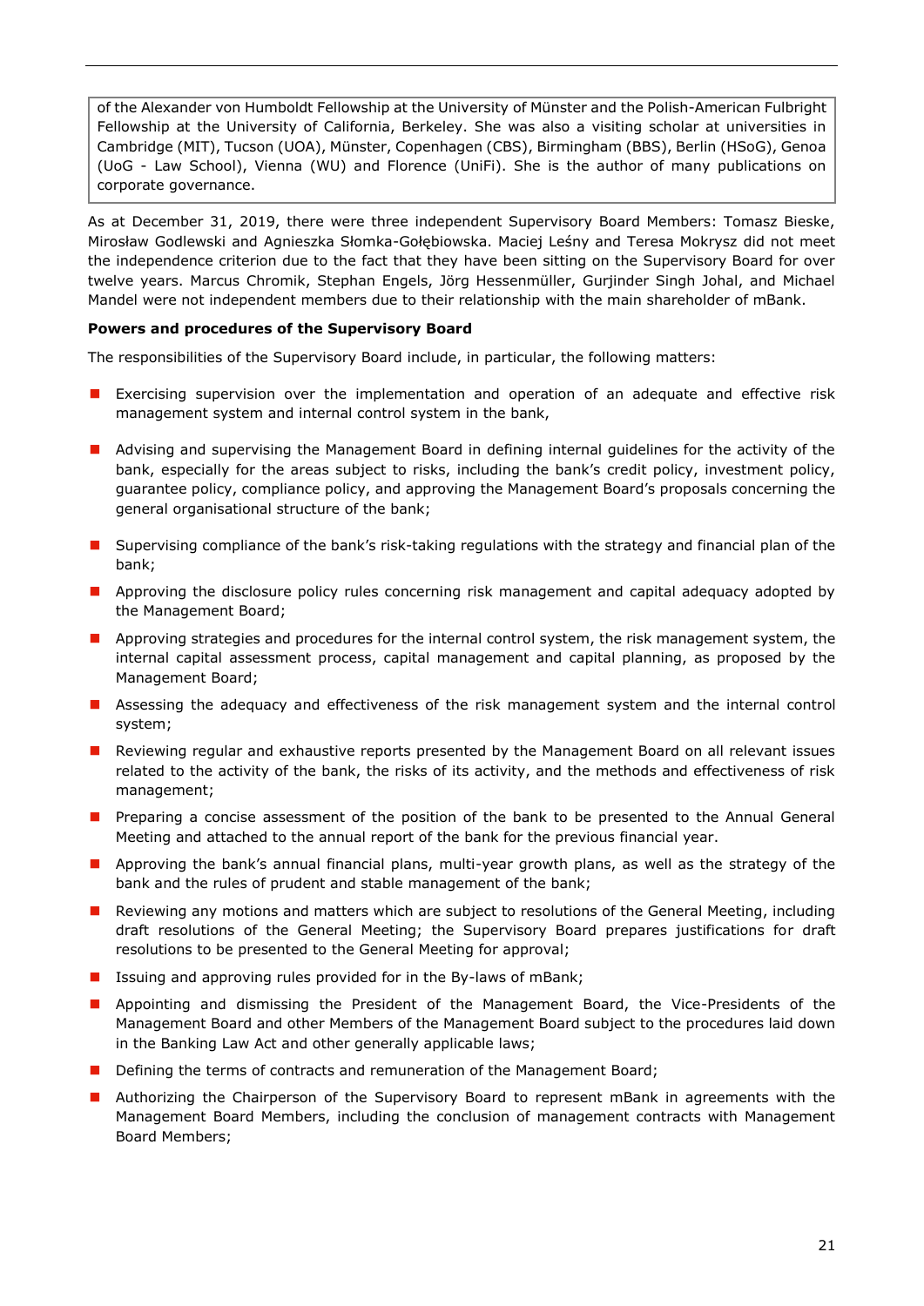of the Alexander von Humboldt Fellowship at the University of Münster and the Polish-American Fulbright Fellowship at the University of California, Berkeley. She was also a visiting scholar at universities in Cambridge (MIT), Tucson (UOA), Münster, Copenhagen (CBS), Birmingham (BBS), Berlin (HSoG), Genoa (UoG - Law School), Vienna (WU) and Florence (UniFi). She is the author of many publications on corporate governance.

As at December 31, 2019, there were three independent Supervisory Board Members: Tomasz Bieske, Mirosław Godlewski and Agnieszka Słomka-Gołębiowska. Maciej Leśny and Teresa Mokrysz did not meet the independence criterion due to the fact that they have been sitting on the Supervisory Board for over twelve years. Marcus Chromik, Stephan Engels, Jörg Hessenmüller, Gurjinder Singh Johal, and Michael Mandel were not independent members due to their relationship with the main shareholder of mBank.

**Powers and procedures of the Supervisory Board**

The responsibilities of the Supervisory Board include, in particular, the following matters:

- Exercising supervision over the implementation and operation of an adequate and effective risk management system and internal control system in the bank,
- Advising and supervising the Management Board in defining internal guidelines for the activity of the bank, especially for the areas subject to risks, including the bank's credit policy, investment policy, guarantee policy, compliance policy, and approving the Management Board's proposals concerning the general organisational structure of the bank;
- Supervising compliance of the bank's risk-taking regulations with the strategy and financial plan of the bank;
- Approving the disclosure policy rules concerning risk management and capital adequacy adopted by the Management Board;
- Approving strategies and procedures for the internal control system, the risk management system, the internal capital assessment process, capital management and capital planning, as proposed by the Management Board;
- Assessing the adequacy and effectiveness of the risk management system and the internal control system;
- Reviewing regular and exhaustive reports presented by the Management Board on all relevant issues related to the activity of the bank, the risks of its activity, and the methods and effectiveness of risk management;
- Preparing a concise assessment of the position of the bank to be presented to the Annual General Meeting and attached to the annual report of the bank for the previous financial year.
- Approving the bank's annual financial plans, multi-year growth plans, as well as the strategy of the bank and the rules of prudent and stable management of the bank;
- Reviewing any motions and matters which are subject to resolutions of the General Meeting, including draft resolutions of the General Meeting; the Supervisory Board prepares justifications for draft resolutions to be presented to the General Meeting for approval;
- Issuing and approving rules provided for in the By-laws of mBank;
- Appointing and dismissing the President of the Management Board, the Vice-Presidents of the Management Board and other Members of the Management Board subject to the procedures laid down in the Banking Law Act and other generally applicable laws;
- Defining the terms of contracts and remuneration of the Management Board;
- Authorizing the Chairperson of the Supervisory Board to represent mBank in agreements with the Management Board Members, including the conclusion of management contracts with Management Board Members;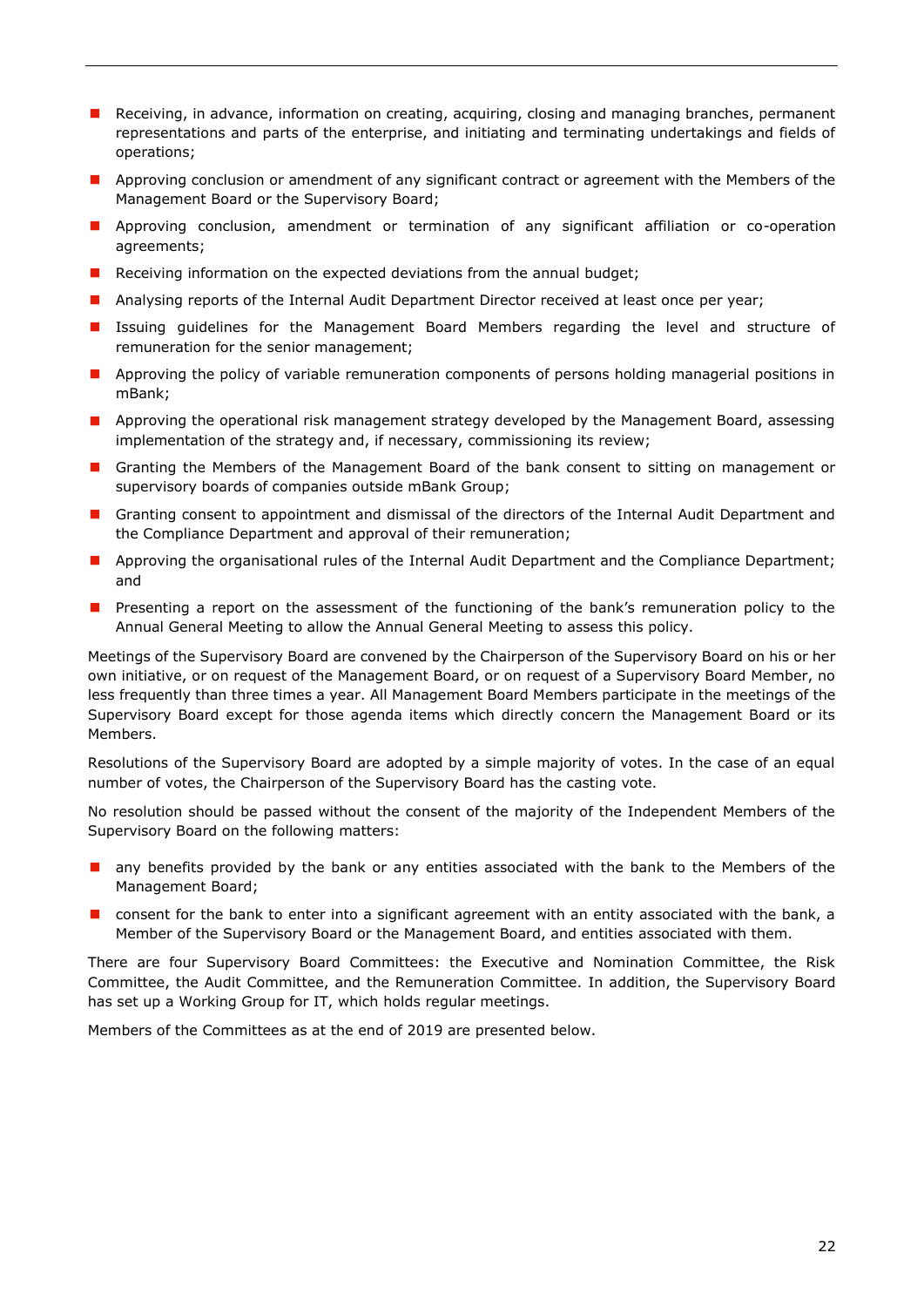- Receiving, in advance, information on creating, acquiring, closing and managing branches, permanent representations and parts of the enterprise, and initiating and terminating undertakings and fields of operations;
- Approving conclusion or amendment of any significant contract or agreement with the Members of the Management Board or the Supervisory Board;
- Approving conclusion, amendment or termination of any significant affiliation or co-operation agreements;
- Receiving information on the expected deviations from the annual budget;
- Analysing reports of the Internal Audit Department Director received at least once per year;
- Issuing guidelines for the Management Board Members regarding the level and structure of remuneration for the senior management;
- Approving the policy of variable remuneration components of persons holding managerial positions in mBank;
- Approving the operational risk management strategy developed by the Management Board, assessing implementation of the strategy and, if necessary, commissioning its review;
- Granting the Members of the Management Board of the bank consent to sitting on management or supervisory boards of companies outside mBank Group;
- Granting consent to appointment and dismissal of the directors of the Internal Audit Department and the Compliance Department and approval of their remuneration;
- Approving the organisational rules of the Internal Audit Department and the Compliance Department; and
- Presenting a report on the assessment of the functioning of the bank's remuneration policy to the Annual General Meeting to allow the Annual General Meeting to assess this policy.

Meetings of the Supervisory Board are convened by the Chairperson of the Supervisory Board on his or her own initiative, or on request of the Management Board, or on request of a Supervisory Board Member, no less frequently than three times a year. All Management Board Members participate in the meetings of the Supervisory Board except for those agenda items which directly concern the Management Board or its Members.

Resolutions of the Supervisory Board are adopted by a simple majority of votes. In the case of an equal number of votes, the Chairperson of the Supervisory Board has the casting vote.

No resolution should be passed without the consent of the majority of the Independent Members of the Supervisory Board on the following matters:

- any benefits provided by the bank or any entities associated with the bank to the Members of the Management Board;
- consent for the bank to enter into a significant agreement with an entity associated with the bank, a Member of the Supervisory Board or the Management Board, and entities associated with them.

There are four Supervisory Board Committees: the Executive and Nomination Committee, the Risk Committee, the Audit Committee, and the Remuneration Committee. In addition, the Supervisory Board has set up a Working Group for IT, which holds regular meetings.

Members of the Committees as at the end of 2019 are presented below.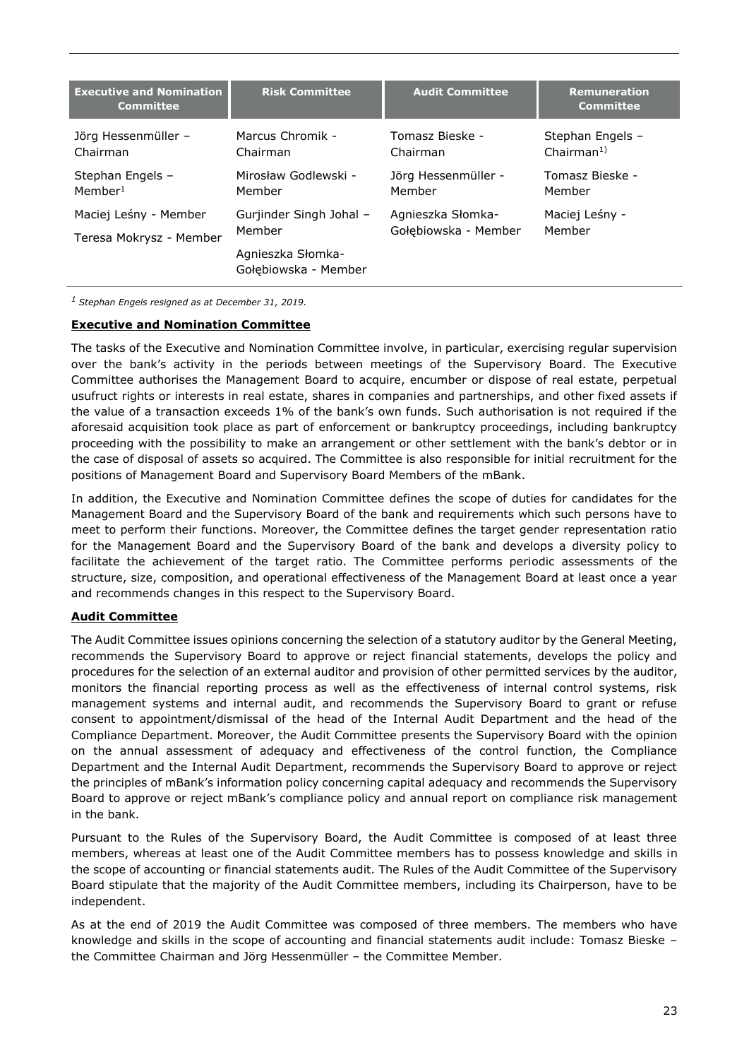| Executive and Nomination Committee | Risk Committee | Audit Committee | Remuneration Committee |
|---|---|---|---|
| Jörg Hessenmüller – Chairman | Marcus Chromik - Chairman | Tomasz Bieske - Chairman | Stephan Engels – Chairman[1)] |
| Stephan Engels – Member[1] | Mirosław Godlewski - Member | Jörg Hessenmüller - Member | Tomasz Bieske - Member |
| Maciej Leśny - Member | Gurjinder Singh Johal – Member | Agnieszka Słomka-Gołębiowska - Member | Maciej Leśny - Member |
| Teresa Mokrysz - Member | Agnieszka Słomka-Gołębiowska - Member | | |

*[1] Stephan Engels resigned as at December 31, 2019.*

**Executive and Nomination Committee**

The tasks of the Executive and Nomination Committee involve, in particular, exercising regular supervision over the bank's activity in the periods between meetings of the Supervisory Board. The Executive Committee authorises the Management Board to acquire, encumber or dispose of real estate, perpetual usufruct rights or interests in real estate, shares in companies and partnerships, and other fixed assets if the value of a transaction exceeds 1% of the bank's own funds. Such authorisation is not required if the aforesaid acquisition took place as part of enforcement or bankruptcy proceedings, including bankruptcy proceeding with the possibility to make an arrangement or other settlement with the bank's debtor or in the case of disposal of assets so acquired. The Committee is also responsible for initial recruitment for the positions of Management Board and Supervisory Board Members of the mBank.

In addition, the Executive and Nomination Committee defines the scope of duties for candidates for the Management Board and the Supervisory Board of the bank and requirements which such persons have to meet to perform their functions. Moreover, the Committee defines the target gender representation ratio for the Management Board and the Supervisory Board of the bank and develops a diversity policy to facilitate the achievement of the target ratio. The Committee performs periodic assessments of the structure, size, composition, and operational effectiveness of the Management Board at least once a year and recommends changes in this respect to the Supervisory Board.

**Audit Committee**

The Audit Committee issues opinions concerning the selection of a statutory auditor by the General Meeting, recommends the Supervisory Board to approve or reject financial statements, develops the policy and procedures for the selection of an external auditor and provision of other permitted services by the auditor, monitors the financial reporting process as well as the effectiveness of internal control systems, risk management systems and internal audit, and recommends the Supervisory Board to grant or refuse consent to appointment/dismissal of the head of the Internal Audit Department and the head of the Compliance Department. Moreover, the Audit Committee presents the Supervisory Board with the opinion on the annual assessment of adequacy and effectiveness of the control function, the Compliance Department and the Internal Audit Department, recommends the Supervisory Board to approve or reject the principles of mBank's information policy concerning capital adequacy and recommends the Supervisory Board to approve or reject mBank's compliance policy and annual report on compliance risk management in the bank.

Pursuant to the Rules of the Supervisory Board, the Audit Committee is composed of at least three members, whereas at least one of the Audit Committee members has to possess knowledge and skills in the scope of accounting or financial statements audit. The Rules of the Audit Committee of the Supervisory Board stipulate that the majority of the Audit Committee members, including its Chairperson, have to be independent.

As at the end of 2019 the Audit Committee was composed of three members. The members who have knowledge and skills in the scope of accounting and financial statements audit include: Tomasz Bieske – the Committee Chairman and Jörg Hessenmüller – the Committee Member.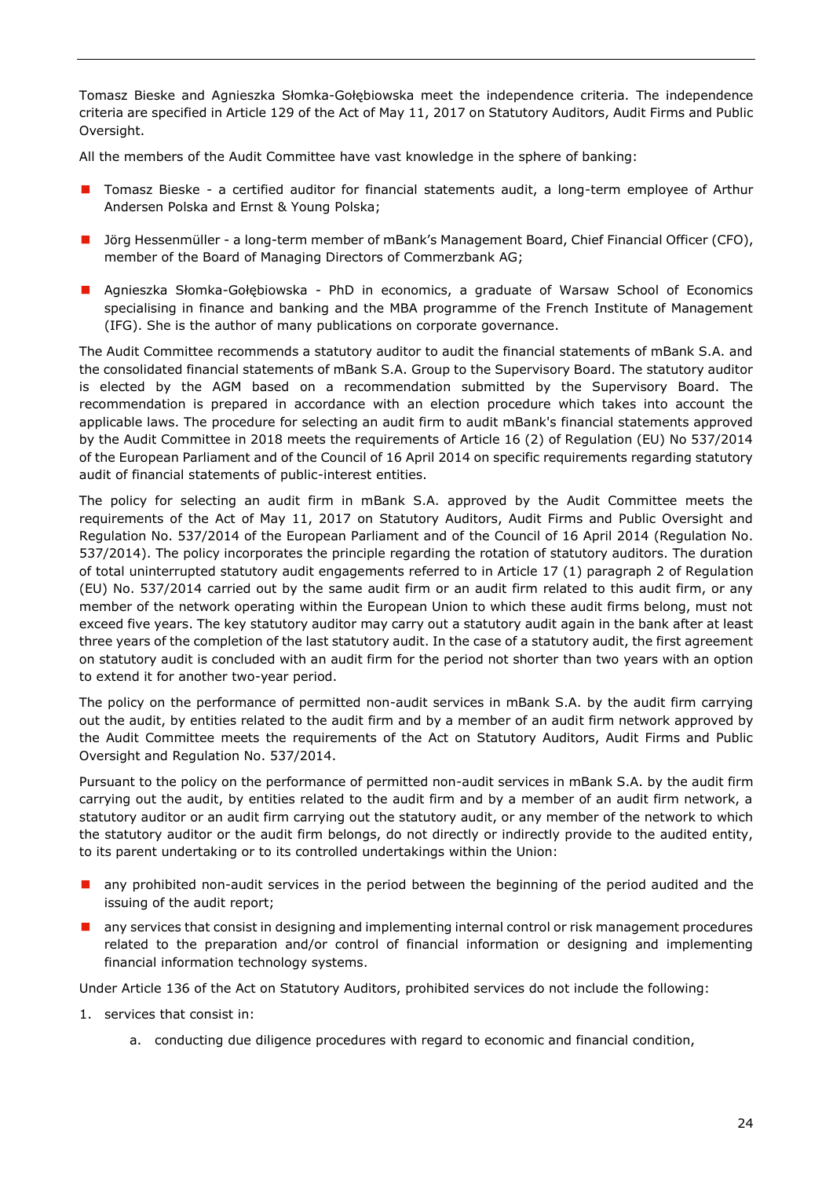Tomasz Bieske and Agnieszka Słomka-Gołębiowska meet the independence criteria. The independence criteria are specified in Article 129 of the Act of May 11, 2017 on Statutory Auditors, Audit Firms and Public Oversight.

All the members of the Audit Committee have vast knowledge in the sphere of banking:

- Tomasz Bieske - a certified auditor for financial statements audit, a long-term employee of Arthur Andersen Polska and Ernst & Young Polska;
- Jörg Hessenmüller - a long-term member of mBank's Management Board, Chief Financial Officer (CFO), member of the Board of Managing Directors of Commerzbank AG;
- Agnieszka Słomka-Gołębiowska - PhD in economics, a graduate of Warsaw School of Economics specialising in finance and banking and the MBA programme of the French Institute of Management (IFG). She is the author of many publications on corporate governance.

The Audit Committee recommends a statutory auditor to audit the financial statements of mBank S.A. and the consolidated financial statements of mBank S.A. Group to the Supervisory Board. The statutory auditor is elected by the AGM based on a recommendation submitted by the Supervisory Board. The recommendation is prepared in accordance with an election procedure which takes into account the applicable laws. The procedure for selecting an audit firm to audit mBank's financial statements approved by the Audit Committee in 2018 meets the requirements of Article 16 (2) of Regulation (EU) No 537/2014 of the European Parliament and of the Council of 16 April 2014 on specific requirements regarding statutory audit of financial statements of public-interest entities.

The policy for selecting an audit firm in mBank S.A. approved by the Audit Committee meets the requirements of the Act of May 11, 2017 on Statutory Auditors, Audit Firms and Public Oversight and Regulation No. 537/2014 of the European Parliament and of the Council of 16 April 2014 (Regulation No. 537/2014). The policy incorporates the principle regarding the rotation of statutory auditors. The duration of total uninterrupted statutory audit engagements referred to in Article 17 (1) paragraph 2 of Regulation (EU) No. 537/2014 carried out by the same audit firm or an audit firm related to this audit firm, or any member of the network operating within the European Union to which these audit firms belong, must not exceed five years. The key statutory auditor may carry out a statutory audit again in the bank after at least three years of the completion of the last statutory audit. In the case of a statutory audit, the first agreement on statutory audit is concluded with an audit firm for the period not shorter than two years with an option to extend it for another two-year period.

The policy on the performance of permitted non-audit services in mBank S.A. by the audit firm carrying out the audit, by entities related to the audit firm and by a member of an audit firm network approved by the Audit Committee meets the requirements of the Act on Statutory Auditors, Audit Firms and Public Oversight and Regulation No. 537/2014.

Pursuant to the policy on the performance of permitted non-audit services in mBank S.A. by the audit firm carrying out the audit, by entities related to the audit firm and by a member of an audit firm network, a statutory auditor or an audit firm carrying out the statutory audit, or any member of the network to which the statutory auditor or the audit firm belongs, do not directly or indirectly provide to the audited entity, to its parent undertaking or to its controlled undertakings within the Union:

- any prohibited non-audit services in the period between the beginning of the period audited and the issuing of the audit report;
- any services that consist in designing and implementing internal control or risk management procedures related to the preparation and/or control of financial information or designing and implementing financial information technology systems.

Under Article 136 of the Act on Statutory Auditors, prohibited services do not include the following:

1. services that consist in:
    a. conducting due diligence procedures with regard to economic and financial condition,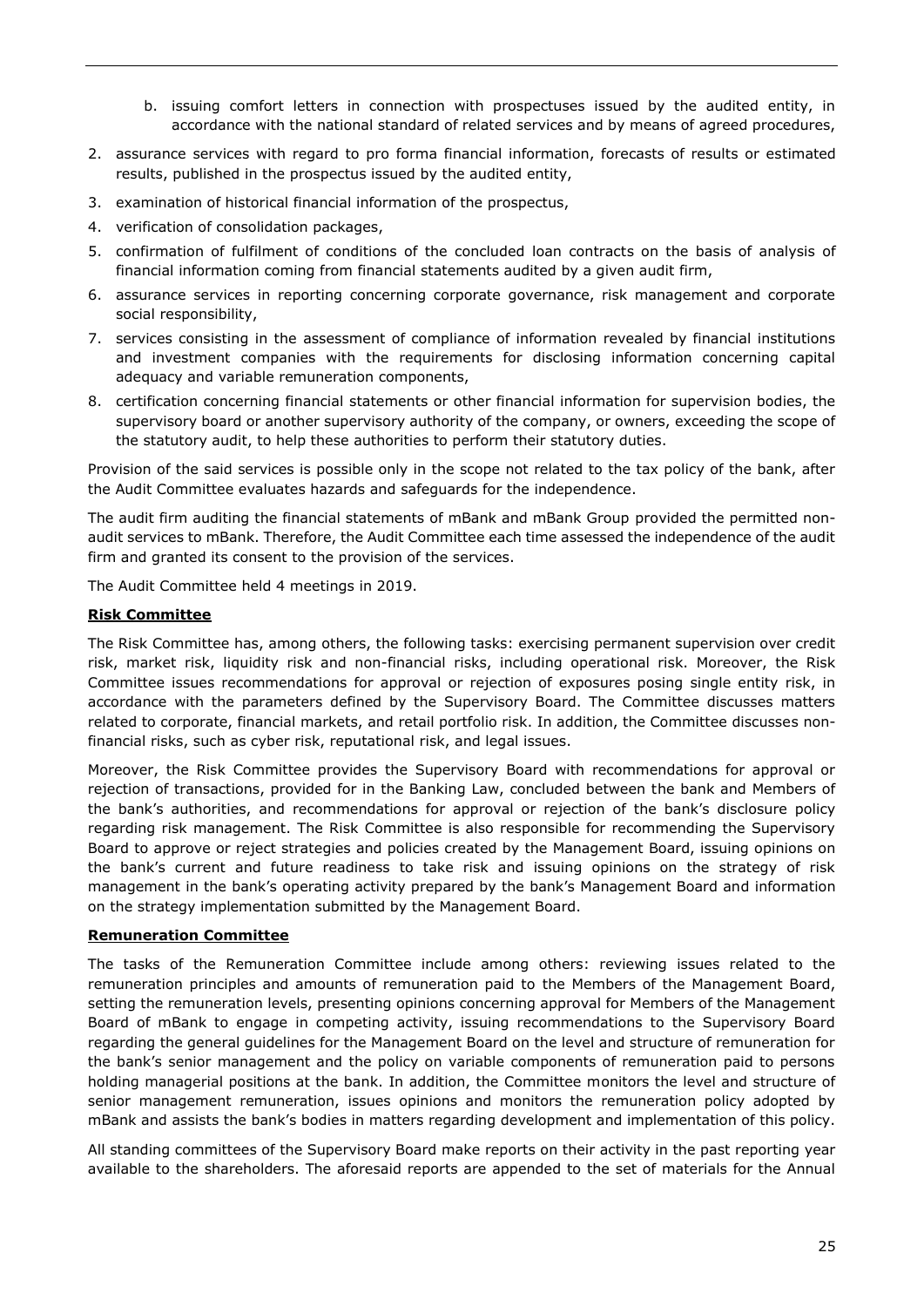b. issuing comfort letters in connection with prospectuses issued by the audited entity, in accordance with the national standard of related services and by means of agreed procedures,

2. assurance services with regard to pro forma financial information, forecasts of results or estimated results, published in the prospectus issued by the audited entity,
3. examination of historical financial information of the prospectus,
4. verification of consolidation packages,
5. confirmation of fulfilment of conditions of the concluded loan contracts on the basis of analysis of financial information coming from financial statements audited by a given audit firm,
6. assurance services in reporting concerning corporate governance, risk management and corporate social responsibility,
7. services consisting in the assessment of compliance of information revealed by financial institutions and investment companies with the requirements for disclosing information concerning capital adequacy and variable remuneration components,
8. certification concerning financial statements or other financial information for supervision bodies, the supervisory board or another supervisory authority of the company, or owners, exceeding the scope of the statutory audit, to help these authorities to perform their statutory duties.

Provision of the said services is possible only in the scope not related to the tax policy of the bank, after the Audit Committee evaluates hazards and safeguards for the independence.

The audit firm auditing the financial statements of mBank and mBank Group provided the permitted non-audit services to mBank. Therefore, the Audit Committee each time assessed the independence of the audit firm and granted its consent to the provision of the services.

The Audit Committee held 4 meetings in 2019.

**Risk Committee**

The Risk Committee has, among others, the following tasks: exercising permanent supervision over credit risk, market risk, liquidity risk and non-financial risks, including operational risk. Moreover, the Risk Committee issues recommendations for approval or rejection of exposures posing single entity risk, in accordance with the parameters defined by the Supervisory Board. The Committee discusses matters related to corporate, financial markets, and retail portfolio risk. In addition, the Committee discusses non-financial risks, such as cyber risk, reputational risk, and legal issues.

Moreover, the Risk Committee provides the Supervisory Board with recommendations for approval or rejection of transactions, provided for in the Banking Law, concluded between the bank and Members of the bank's authorities, and recommendations for approval or rejection of the bank's disclosure policy regarding risk management. The Risk Committee is also responsible for recommending the Supervisory Board to approve or reject strategies and policies created by the Management Board, issuing opinions on the bank's current and future readiness to take risk and issuing opinions on the strategy of risk management in the bank's operating activity prepared by the bank's Management Board and information on the strategy implementation submitted by the Management Board.

**Remuneration Committee**

The tasks of the Remuneration Committee include among others: reviewing issues related to the remuneration principles and amounts of remuneration paid to the Members of the Management Board, setting the remuneration levels, presenting opinions concerning approval for Members of the Management Board of mBank to engage in competing activity, issuing recommendations to the Supervisory Board regarding the general guidelines for the Management Board on the level and structure of remuneration for the bank's senior management and the policy on variable components of remuneration paid to persons holding managerial positions at the bank. In addition, the Committee monitors the level and structure of senior management remuneration, issues opinions and monitors the remuneration policy adopted by mBank and assists the bank's bodies in matters regarding development and implementation of this policy.

All standing committees of the Supervisory Board make reports on their activity in the past reporting year available to the shareholders. The aforesaid reports are appended to the set of materials for the Annual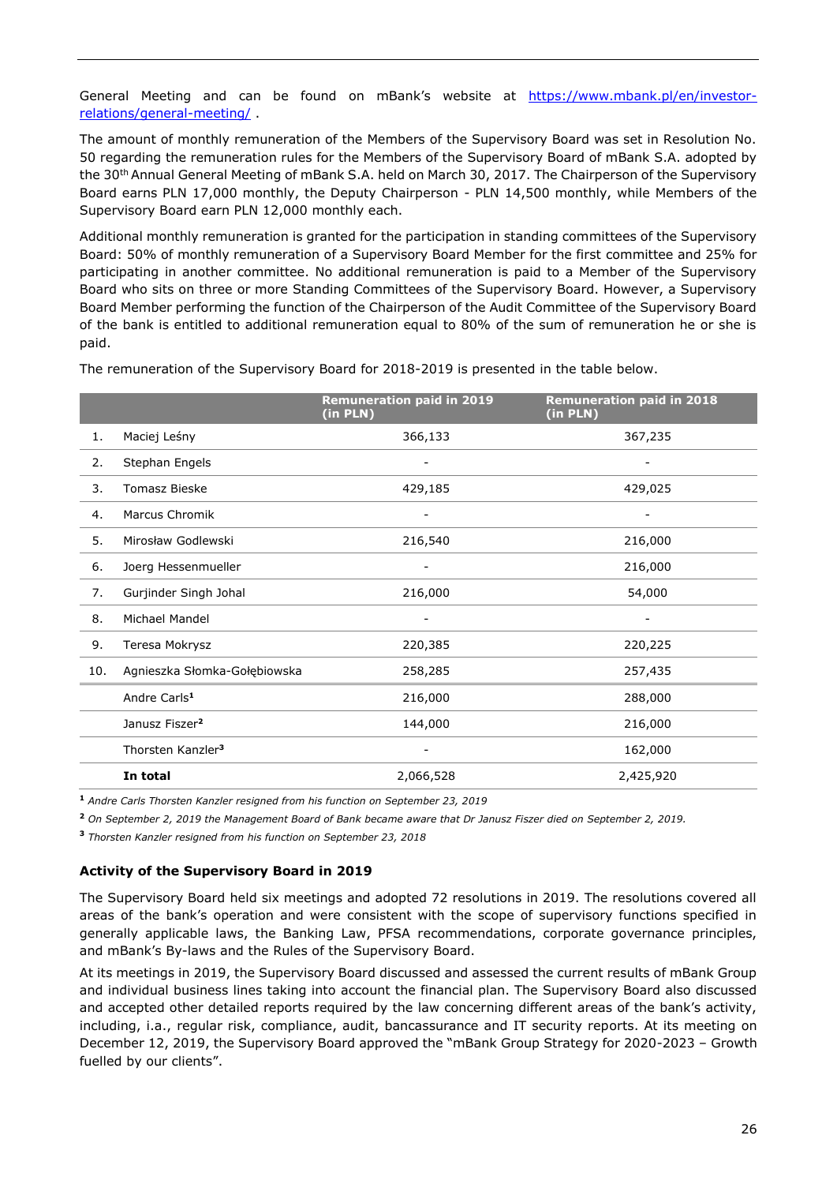General Meeting and can be found on mBank's website at [https://www.mbank.pl/en/investor-relations/general-meeting/](https://www.mbank.pl/en/investor-relations/general-meeting/) .

The amount of monthly remuneration of the Members of the Supervisory Board was set in Resolution No. 50 regarding the remuneration rules for the Members of the Supervisory Board of mBank S.A. adopted by the 30th Annual General Meeting of mBank S.A. held on March 30, 2017. The Chairperson of the Supervisory Board earns PLN 17,000 monthly, the Deputy Chairperson - PLN 14,500 monthly, while Members of the Supervisory Board earn PLN 12,000 monthly each.

Additional monthly remuneration is granted for the participation in standing committees of the Supervisory Board: 50% of monthly remuneration of a Supervisory Board Member for the first committee and 25% for participating in another committee. No additional remuneration is paid to a Member of the Supervisory Board who sits on three or more Standing Committees of the Supervisory Board. However, a Supervisory Board Member performing the function of the Chairperson of the Audit Committee of the Supervisory Board of the bank is entitled to additional remuneration equal to 80% of the sum of remuneration he or she is paid.

The remuneration of the Supervisory Board for 2018-2019 is presented in the table below.

| | | Remuneration paid in 2019 (in PLN) | Remuneration paid in 2018 (in PLN) |
|---|---|---|---|
| 1. | Maciej Leśny | 366,133 | 367,235 |
| 2. | Stephan Engels | - | - |
| 3. | Tomasz Bieske | 429,185 | 429,025 |
| 4. | Marcus Chromik | - | - |
| 5. | Mirosław Godlewski | 216,540 | 216,000 |
| 6. | Joerg Hessenmueller | - | 216,000 |
| 7. | Gurjinder Singh Johal | 216,000 | 54,000 |
| 8. | Michael Mandel | - | - |
| 9. | Teresa Mokrysz | 220,385 | 220,225 |
| 10. | Agnieszka Słomka-Gołębiowska | 258,285 | 257,435 |
| | Andre Carls[1] | 216,000 | 288,000 |
| | Janusz Fiszer[2] | 144,000 | 216,000 |
| | Thorsten Kanzler[3] | - | 162,000 |
| | **In total** | 2,066,528 | 2,425,920 |

[1] *Andre Carls Thorsten Kanzler resigned from his function on September 23, 2019*

[2] *On September 2, 2019 the Management Board of Bank became aware that Dr Janusz Fiszer died on September 2, 2019.*

[3] *Thorsten Kanzler resigned from his function on September 23, 2018*

**Activity of the Supervisory Board in 2019**

The Supervisory Board held six meetings and adopted 72 resolutions in 2019. The resolutions covered all areas of the bank's operation and were consistent with the scope of supervisory functions specified in generally applicable laws, the Banking Law, PFSA recommendations, corporate governance principles, and mBank's By-laws and the Rules of the Supervisory Board.

At its meetings in 2019, the Supervisory Board discussed and assessed the current results of mBank Group and individual business lines taking into account the financial plan. The Supervisory Board also discussed and accepted other detailed reports required by the law concerning different areas of the bank's activity, including, i.a., regular risk, compliance, audit, bancassurance and IT security reports. At its meeting on December 12, 2019, the Supervisory Board approved the "mBank Group Strategy for 2020-2023 – Growth fuelled by our clients".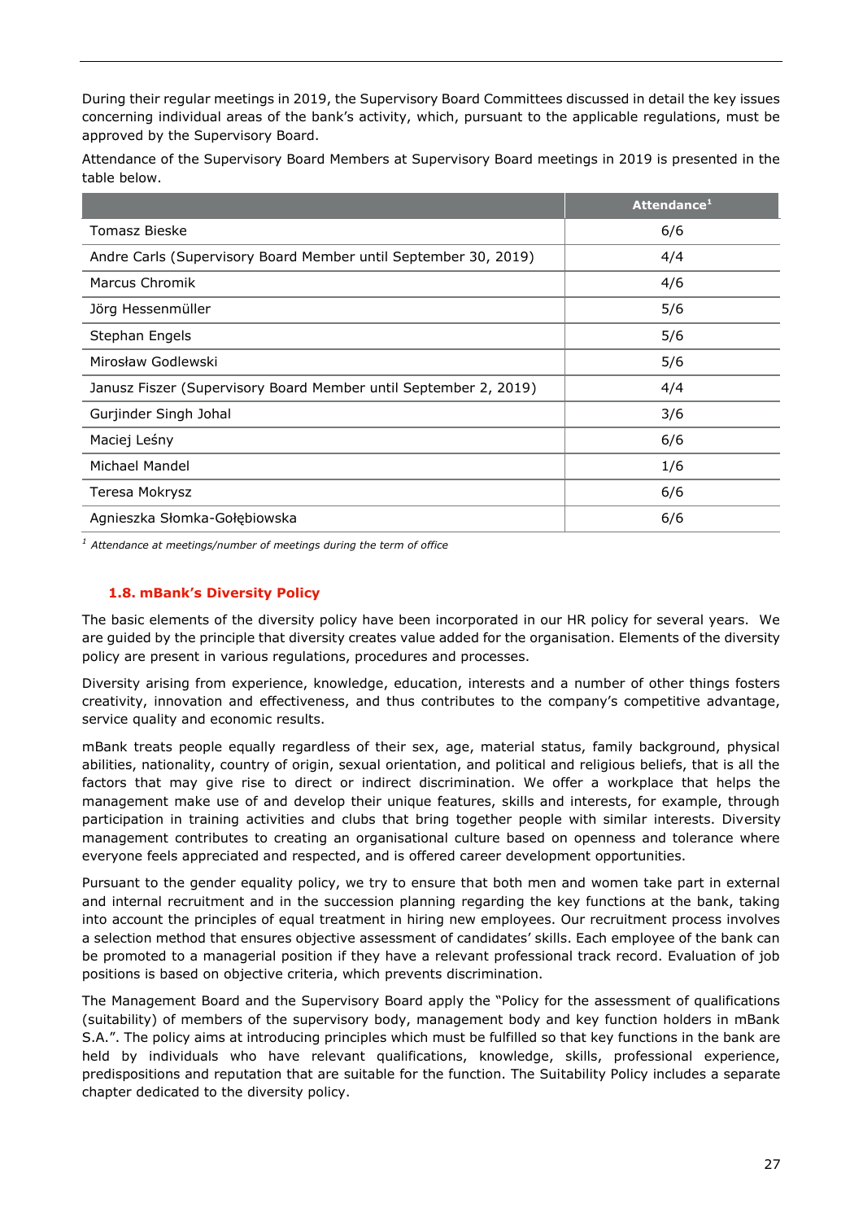During their regular meetings in 2019, the Supervisory Board Committees discussed in detail the key issues concerning individual areas of the bank's activity, which, pursuant to the applicable regulations, must be approved by the Supervisory Board.

Attendance of the Supervisory Board Members at Supervisory Board meetings in 2019 is presented in the table below.

| | Attendance[1] |
|---|---|
| Tomasz Bieske | 6/6 |
| Andre Carls (Supervisory Board Member until September 30, 2019) | 4/4 |
| Marcus Chromik | 4/6 |
| Jörg Hessenmüller | 5/6 |
| Stephan Engels | 5/6 |
| Mirosław Godlewski | 5/6 |
| Janusz Fiszer (Supervisory Board Member until September 2, 2019) | 4/4 |
| Gurjinder Singh Johal | 3/6 |
| Maciej Leśny | 6/6 |
| Michael Mandel | 1/6 |
| Teresa Mokrysz | 6/6 |
| Agnieszka Słomka-Gołębiowska | 6/6 |

[1] *Attendance at meetings/number of meetings during the term of office*

### 1.8. mBank's Diversity Policy

The basic elements of the diversity policy have been incorporated in our HR policy for several years. We are guided by the principle that diversity creates value added for the organisation. Elements of the diversity policy are present in various regulations, procedures and processes.

Diversity arising from experience, knowledge, education, interests and a number of other things fosters creativity, innovation and effectiveness, and thus contributes to the company's competitive advantage, service quality and economic results.

mBank treats people equally regardless of their sex, age, material status, family background, physical abilities, nationality, country of origin, sexual orientation, and political and religious beliefs, that is all the factors that may give rise to direct or indirect discrimination. We offer a workplace that helps the management make use of and develop their unique features, skills and interests, for example, through participation in training activities and clubs that bring together people with similar interests. Diversity management contributes to creating an organisational culture based on openness and tolerance where everyone feels appreciated and respected, and is offered career development opportunities.

Pursuant to the gender equality policy, we try to ensure that both men and women take part in external and internal recruitment and in the succession planning regarding the key functions at the bank, taking into account the principles of equal treatment in hiring new employees. Our recruitment process involves a selection method that ensures objective assessment of candidates' skills. Each employee of the bank can be promoted to a managerial position if they have a relevant professional track record. Evaluation of job positions is based on objective criteria, which prevents discrimination.

The Management Board and the Supervisory Board apply the "Policy for the assessment of qualifications (suitability) of members of the supervisory body, management body and key function holders in mBank S.A.". The policy aims at introducing principles which must be fulfilled so that key functions in the bank are held by individuals who have relevant qualifications, knowledge, skills, professional experience, predispositions and reputation that are suitable for the function. The Suitability Policy includes a separate chapter dedicated to the diversity policy.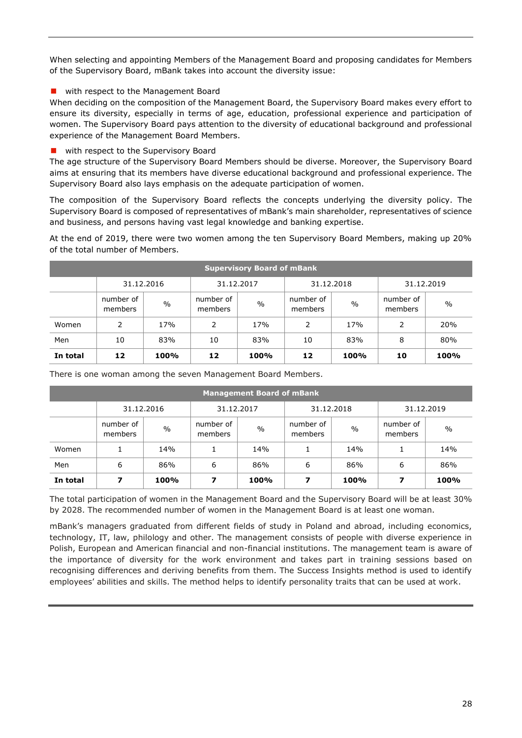When selecting and appointing Members of the Management Board and proposing candidates for Members of the Supervisory Board, mBank takes into account the diversity issue:

- with respect to the Management Board

When deciding on the composition of the Management Board, the Supervisory Board makes every effort to ensure its diversity, especially in terms of age, education, professional experience and participation of women. The Supervisory Board pays attention to the diversity of educational background and professional experience of the Management Board Members.

- with respect to the Supervisory Board

The age structure of the Supervisory Board Members should be diverse. Moreover, the Supervisory Board aims at ensuring that its members have diverse educational background and professional experience. The Supervisory Board also lays emphasis on the adequate participation of women.

The composition of the Supervisory Board reflects the concepts underlying the diversity policy. The Supervisory Board is composed of representatives of mBank's main shareholder, representatives of science and business, and persons having vast legal knowledge and banking expertise.

At the end of 2019, there were two women among the ten Supervisory Board Members, making up 20% of the total number of Members.

| **Supervisory Board of mBank** | | | | | | | | |
|---|---|---|---|---|---|---|---|---|
| | 31.12.2016 | | 31.12.2017 | | 31.12.2018 | | 31.12.2019 | |
| | number of members | % | number of members | % | number of members | % | number of members | % |
| Women | 2 | 17% | 2 | 17% | 2 | 17% | 2 | 20% |
| Men | 10 | 83% | 10 | 83% | 10 | 83% | 8 | 80% |
| **In total** | **12** | **100%** | **12** | **100%** | **12** | **100%** | **10** | **100%** |

There is one woman among the seven Management Board Members.

| **Management Board of mBank** | | | | | | | | |
|---|---|---|---|---|---|---|---|---|
| | 31.12.2016 | | 31.12.2017 | | 31.12.2018 | | 31.12.2019 | |
| | number of members | % | number of members | % | number of members | % | number of members | % |
| Women | 1 | 14% | 1 | 14% | 1 | 14% | 1 | 14% |
| Men | 6 | 86% | 6 | 86% | 6 | 86% | 6 | 86% |
| **In total** | **7** | **100%** | **7** | **100%** | **7** | **100%** | **7** | **100%** |

The total participation of women in the Management Board and the Supervisory Board will be at least 30% by 2028. The recommended number of women in the Management Board is at least one woman.

mBank's managers graduated from different fields of study in Poland and abroad, including economics, technology, IT, law, philology and other. The management consists of people with diverse experience in Polish, European and American financial and non-financial institutions. The management team is aware of the importance of diversity for the work environment and takes part in training sessions based on recognising differences and deriving benefits from them. The Success Insights method is used to identify employees' abilities and skills. The method helps to identify personality traits that can be used at work.